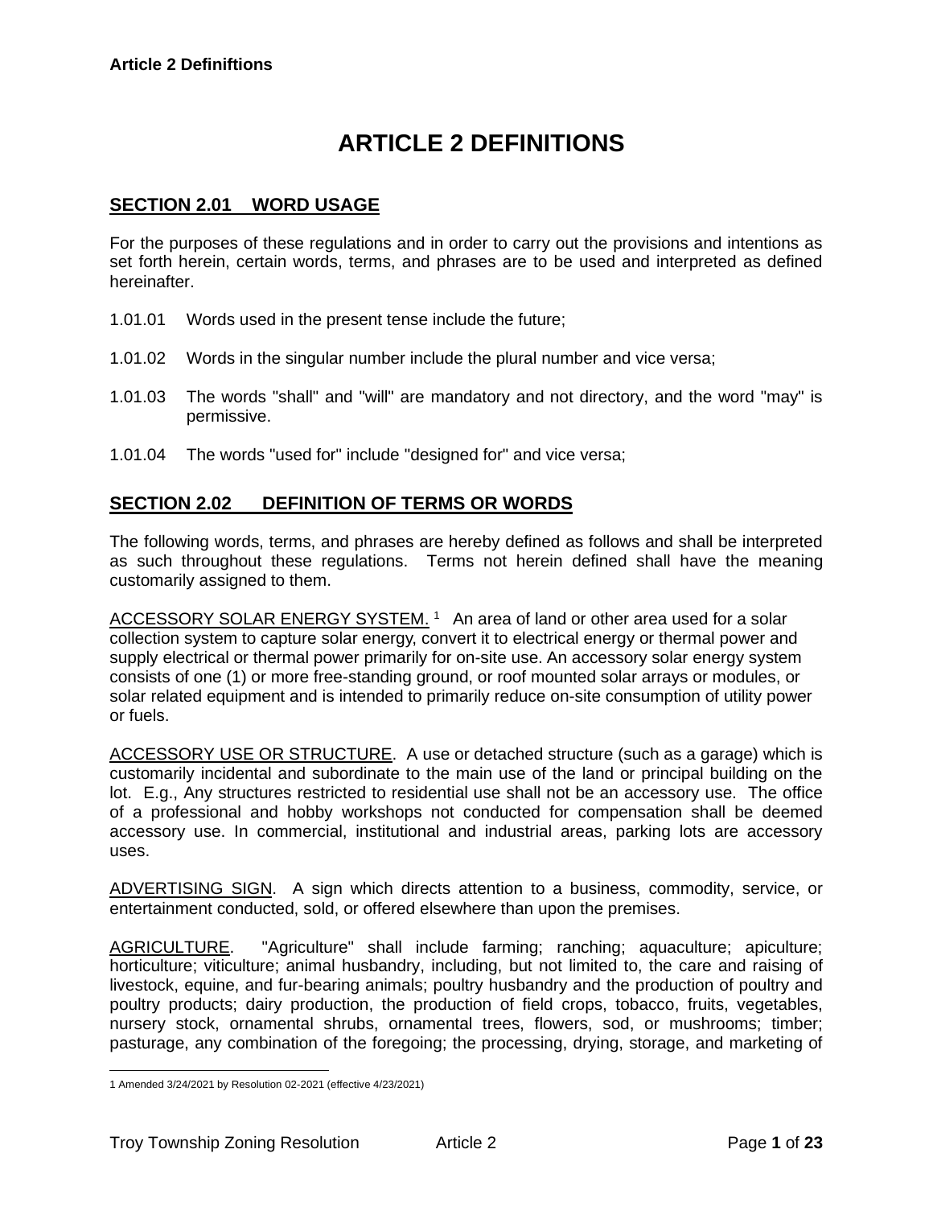# ARTICLE 2 DEFINITIONS

## SECTION 2.01 WORD USAGE

For the purposes of these regulations and in order to carry out the provisions and intentions as set forth herein, certain words, terms, and phrases are to be used and interpreted as defined hereinafter.

1.01.01 Words used in the present tense include the future;

1.01.02 Words in the singular number include the plural number and vice versa;

1.01.03 The words "shall" and "will" are mandatory and not directory, and the word "may" is permissive.

1.01.04 The words "used for" include "designed for" and vice versa;

## SECTION 2.02 DEFINITION OF TERMS OR WORDS

The following words, terms, and phrases are hereby defined as follows and shall be interpreted as such throughout these regulations. Terms not herein defined shall have the meaning customarily assigned to them.

ACCESSORY SOLAR ENERGY SYSTEM. [1] An area of land or other area used for a solar collection system to capture solar energy, convert it to electrical energy or thermal power and supply electrical or thermal power primarily for on-site use. An accessory solar energy system consists of one (1) or more free-standing ground, or roof mounted solar arrays or modules, or solar related equipment and is intended to primarily reduce on-site consumption of utility power or fuels.

ACCESSORY USE OR STRUCTURE. A use or detached structure (such as a garage) which is customarily incidental and subordinate to the main use of the land or principal building on the lot. E.g., Any structures restricted to residential use shall not be an accessory use. The office of a professional and hobby workshops not conducted for compensation shall be deemed accessory use. In commercial, institutional and industrial areas, parking lots are accessory uses.

ADVERTISING SIGN. A sign which directs attention to a business, commodity, service, or entertainment conducted, sold, or offered elsewhere than upon the premises.

AGRICULTURE. "Agriculture" shall include farming; ranching; aquaculture; apiculture; horticulture; viticulture; animal husbandry, including, but not limited to, the care and raising of livestock, equine, and fur-bearing animals; poultry husbandry and the production of poultry and poultry products; dairy production, the production of field crops, tobacco, fruits, vegetables, nursery stock, ornamental shrubs, ornamental trees, flowers, sod, or mushrooms; timber; pasturage, any combination of the foregoing; the processing, drying, storage, and marketing of

---

[1] Amended 3/24/2021 by Resolution 02-2021 (effective 4/23/2021)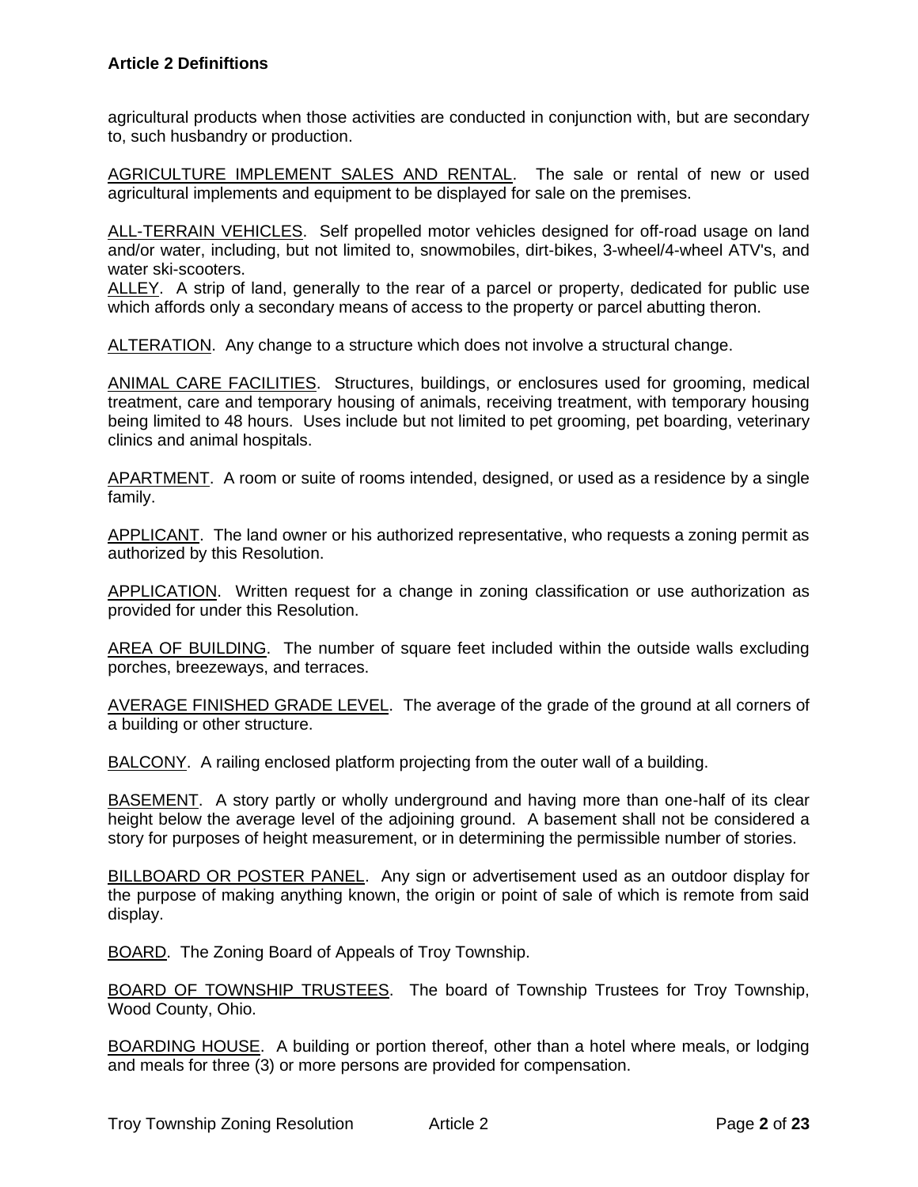agricultural products when those activities are conducted in conjunction with, but are secondary to, such husbandry or production.

AGRICULTURE IMPLEMENT SALES AND RENTAL. The sale or rental of new or used agricultural implements and equipment to be displayed for sale on the premises.

ALL-TERRAIN VEHICLES. Self propelled motor vehicles designed for off-road usage on land and/or water, including, but not limited to, snowmobiles, dirt-bikes, 3-wheel/4-wheel ATV's, and water ski-scooters.

ALLEY. A strip of land, generally to the rear of a parcel or property, dedicated for public use which affords only a secondary means of access to the property or parcel abutting theron.

ALTERATION. Any change to a structure which does not involve a structural change.

ANIMAL CARE FACILITIES. Structures, buildings, or enclosures used for grooming, medical treatment, care and temporary housing of animals, receiving treatment, with temporary housing being limited to 48 hours. Uses include but not limited to pet grooming, pet boarding, veterinary clinics and animal hospitals.

APARTMENT. A room or suite of rooms intended, designed, or used as a residence by a single family.

APPLICANT. The land owner or his authorized representative, who requests a zoning permit as authorized by this Resolution.

APPLICATION. Written request for a change in zoning classification or use authorization as provided for under this Resolution.

AREA OF BUILDING. The number of square feet included within the outside walls excluding porches, breezeways, and terraces.

AVERAGE FINISHED GRADE LEVEL. The average of the grade of the ground at all corners of a building or other structure.

BALCONY. A railing enclosed platform projecting from the outer wall of a building.

BASEMENT. A story partly or wholly underground and having more than one-half of its clear height below the average level of the adjoining ground. A basement shall not be considered a story for purposes of height measurement, or in determining the permissible number of stories.

BILLBOARD OR POSTER PANEL. Any sign or advertisement used as an outdoor display for the purpose of making anything known, the origin or point of sale of which is remote from said display.

BOARD. The Zoning Board of Appeals of Troy Township.

BOARD OF TOWNSHIP TRUSTEES. The board of Township Trustees for Troy Township, Wood County, Ohio.

BOARDING HOUSE. A building or portion thereof, other than a hotel where meals, or lodging and meals for three (3) or more persons are provided for compensation.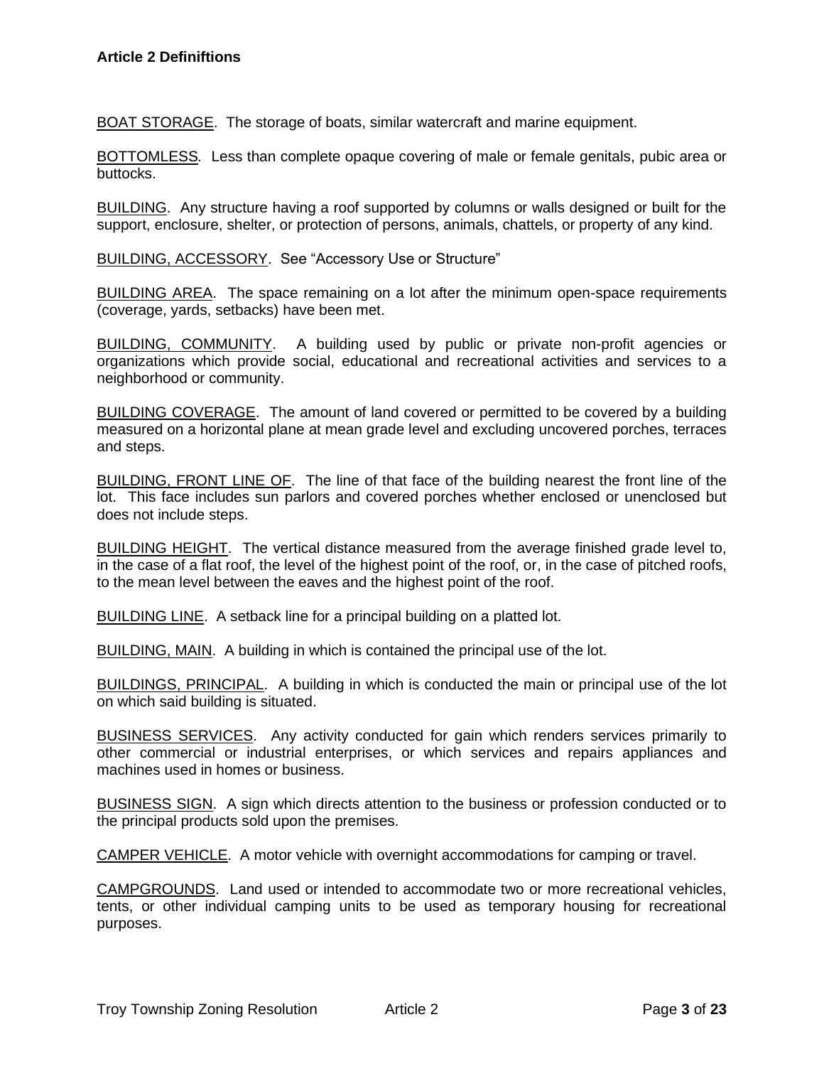**Article 2 Definiftions**

<u>BOAT STORAGE</u>. The storage of boats, similar watercraft and marine equipment.

<u>BOTTOMLESS</u>. Less than complete opaque covering of male or female genitals, pubic area or buttocks.

<u>BUILDING</u>. Any structure having a roof supported by columns or walls designed or built for the support, enclosure, shelter, or protection of persons, animals, chattels, or property of any kind.

<u>BUILDING, ACCESSORY</u>. See "Accessory Use or Structure"

<u>BUILDING AREA</u>. The space remaining on a lot after the minimum open-space requirements (coverage, yards, setbacks) have been met.

<u>BUILDING, COMMUNITY</u>. A building used by public or private non-profit agencies or organizations which provide social, educational and recreational activities and services to a neighborhood or community.

<u>BUILDING COVERAGE</u>. The amount of land covered or permitted to be covered by a building measured on a horizontal plane at mean grade level and excluding uncovered porches, terraces and steps.

<u>BUILDING, FRONT LINE OF</u>. The line of that face of the building nearest the front line of the lot. This face includes sun parlors and covered porches whether enclosed or unenclosed but does not include steps.

<u>BUILDING HEIGHT</u>. The vertical distance measured from the average finished grade level to, in the case of a flat roof, the level of the highest point of the roof, or, in the case of pitched roofs, to the mean level between the eaves and the highest point of the roof.

<u>BUILDING LINE</u>. A setback line for a principal building on a platted lot.

<u>BUILDING, MAIN</u>. A building in which is contained the principal use of the lot.

<u>BUILDINGS, PRINCIPAL</u>. A building in which is conducted the main or principal use of the lot on which said building is situated.

<u>BUSINESS SERVICES</u>. Any activity conducted for gain which renders services primarily to other commercial or industrial enterprises, or which services and repairs appliances and machines used in homes or business.

<u>BUSINESS SIGN</u>. A sign which directs attention to the business or profession conducted or to the principal products sold upon the premises.

<u>CAMPER VEHICLE</u>. A motor vehicle with overnight accommodations for camping or travel.

<u>CAMPGROUNDS</u>. Land used or intended to accommodate two or more recreational vehicles, tents, or other individual camping units to be used as temporary housing for recreational purposes.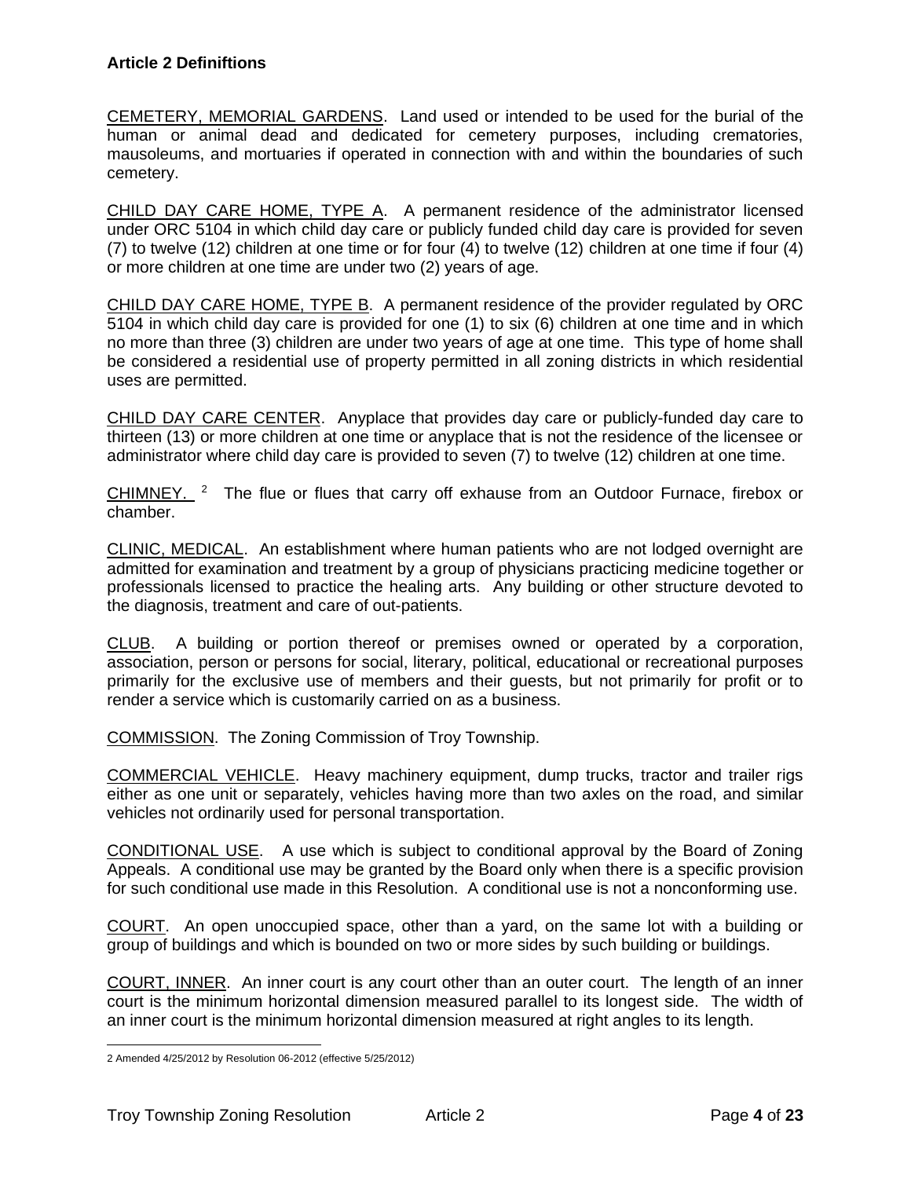**Article 2 Definiftions**

CEMETERY, MEMORIAL GARDENS. Land used or intended to be used for the burial of the human or animal dead and dedicated for cemetery purposes, including crematories, mausoleums, and mortuaries if operated in connection with and within the boundaries of such cemetery.

CHILD DAY CARE HOME, TYPE A. A permanent residence of the administrator licensed under ORC 5104 in which child day care or publicly funded child day care is provided for seven (7) to twelve (12) children at one time or for four (4) to twelve (12) children at one time if four (4) or more children at one time are under two (2) years of age.

CHILD DAY CARE HOME, TYPE B. A permanent residence of the provider regulated by ORC 5104 in which child day care is provided for one (1) to six (6) children at one time and in which no more than three (3) children are under two years of age at one time. This type of home shall be considered a residential use of property permitted in all zoning districts in which residential uses are permitted.

CHILD DAY CARE CENTER. Anyplace that provides day care or publicly-funded day care to thirteen (13) or more children at one time or anyplace that is not the residence of the licensee or administrator where child day care is provided to seven (7) to twelve (12) children at one time.

CHIMNEY. [2] The flue or flues that carry off exhause from an Outdoor Furnace, firebox or chamber.

CLINIC, MEDICAL. An establishment where human patients who are not lodged overnight are admitted for examination and treatment by a group of physicians practicing medicine together or professionals licensed to practice the healing arts. Any building or other structure devoted to the diagnosis, treatment and care of out-patients.

CLUB. A building or portion thereof or premises owned or operated by a corporation, association, person or persons for social, literary, political, educational or recreational purposes primarily for the exclusive use of members and their guests, but not primarily for profit or to render a service which is customarily carried on as a business.

COMMISSION. The Zoning Commission of Troy Township.

COMMERCIAL VEHICLE. Heavy machinery equipment, dump trucks, tractor and trailer rigs either as one unit or separately, vehicles having more than two axles on the road, and similar vehicles not ordinarily used for personal transportation.

CONDITIONAL USE. A use which is subject to conditional approval by the Board of Zoning Appeals. A conditional use may be granted by the Board only when there is a specific provision for such conditional use made in this Resolution. A conditional use is not a nonconforming use.

COURT. An open unoccupied space, other than a yard, on the same lot with a building or group of buildings and which is bounded on two or more sides by such building or buildings.

COURT, INNER. An inner court is any court other than an outer court. The length of an inner court is the minimum horizontal dimension measured parallel to its longest side. The width of an inner court is the minimum horizontal dimension measured at right angles to its length.

---

2 Amended 4/25/2012 by Resolution 06-2012 (effective 5/25/2012)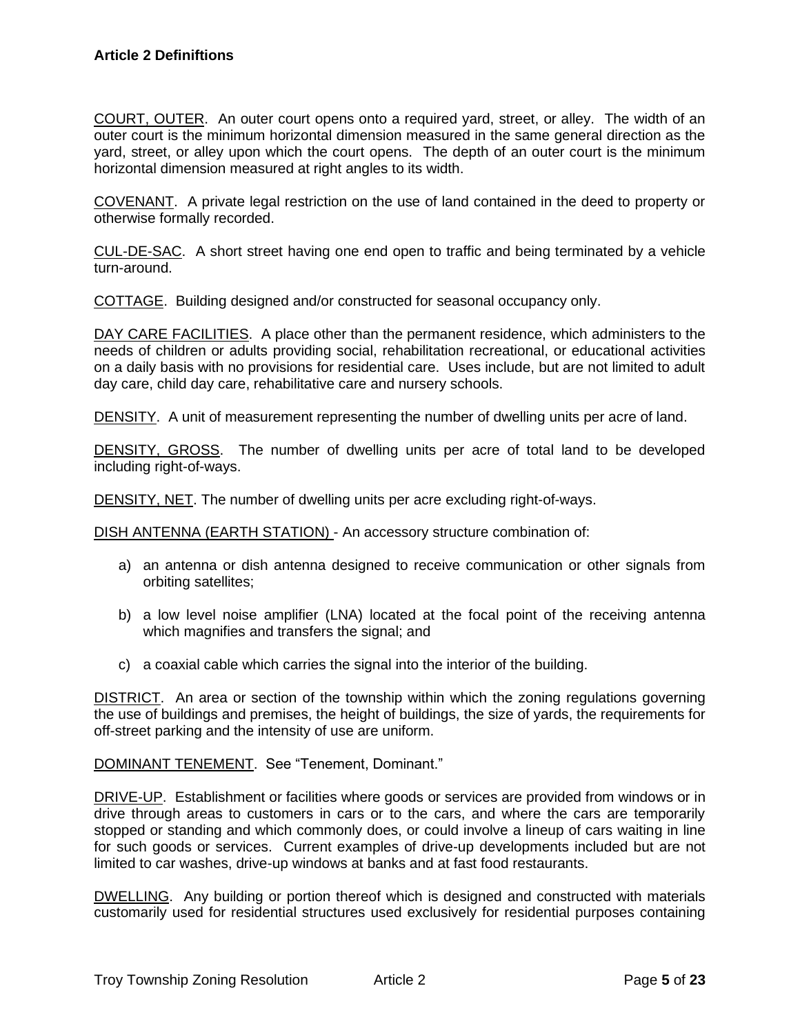COURT, OUTER. An outer court opens onto a required yard, street, or alley. The width of an outer court is the minimum horizontal dimension measured in the same general direction as the yard, street, or alley upon which the court opens. The depth of an outer court is the minimum horizontal dimension measured at right angles to its width.

COVENANT. A private legal restriction on the use of land contained in the deed to property or otherwise formally recorded.

CUL-DE-SAC. A short street having one end open to traffic and being terminated by a vehicle turn-around.

COTTAGE. Building designed and/or constructed for seasonal occupancy only.

DAY CARE FACILITIES. A place other than the permanent residence, which administers to the needs of children or adults providing social, rehabilitation recreational, or educational activities on a daily basis with no provisions for residential care. Uses include, but are not limited to adult day care, child day care, rehabilitative care and nursery schools.

DENSITY. A unit of measurement representing the number of dwelling units per acre of land.

DENSITY, GROSS. The number of dwelling units per acre of total land to be developed including right-of-ways.

DENSITY, NET. The number of dwelling units per acre excluding right-of-ways.

DISH ANTENNA (EARTH STATION) - An accessory structure combination of:

a) an antenna or dish antenna designed to receive communication or other signals from orbiting satellites;

b) a low level noise amplifier (LNA) located at the focal point of the receiving antenna which magnifies and transfers the signal; and

c) a coaxial cable which carries the signal into the interior of the building.

DISTRICT. An area or section of the township within which the zoning regulations governing the use of buildings and premises, the height of buildings, the size of yards, the requirements for off-street parking and the intensity of use are uniform.

DOMINANT TENEMENT. See "Tenement, Dominant."

DRIVE-UP. Establishment or facilities where goods or services are provided from windows or in drive through areas to customers in cars or to the cars, and where the cars are temporarily stopped or standing and which commonly does, or could involve a lineup of cars waiting in line for such goods or services. Current examples of drive-up developments included but are not limited to car washes, drive-up windows at banks and at fast food restaurants.

DWELLING. Any building or portion thereof which is designed and constructed with materials customarily used for residential structures used exclusively for residential purposes containing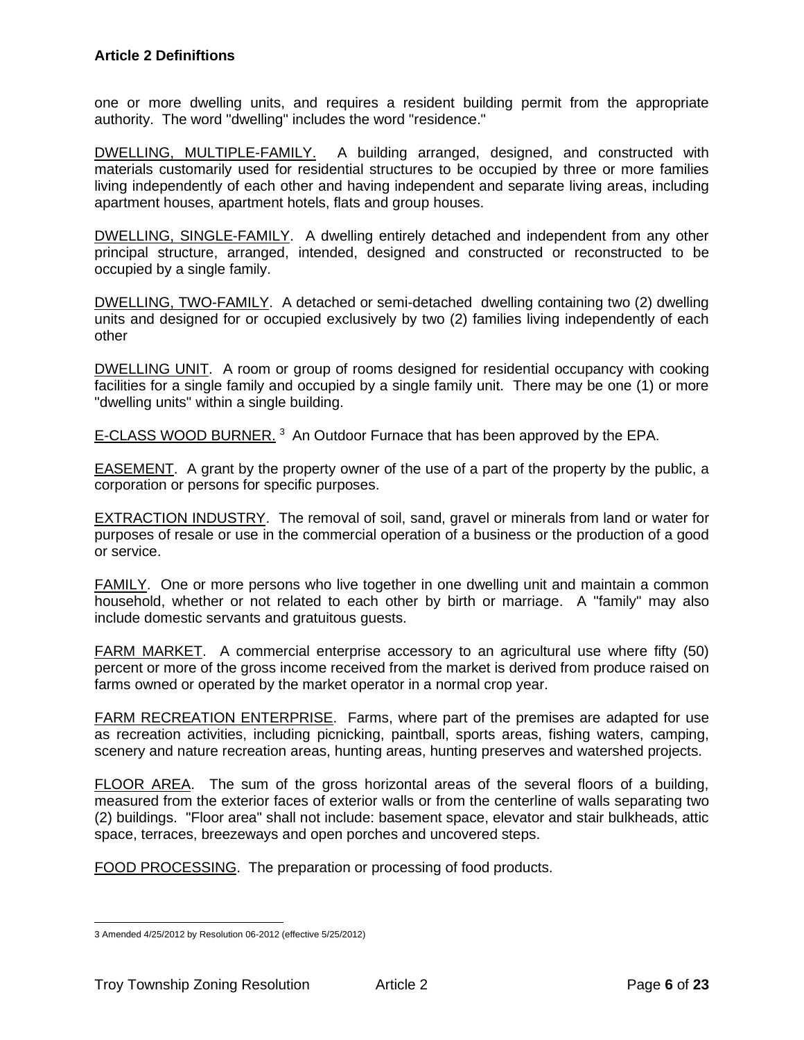one or more dwelling units, and requires a resident building permit from the appropriate authority. The word "dwelling" includes the word "residence."

DWELLING, MULTIPLE-FAMILY. A building arranged, designed, and constructed with materials customarily used for residential structures to be occupied by three or more families living independently of each other and having independent and separate living areas, including apartment houses, apartment hotels, flats and group houses.

DWELLING, SINGLE-FAMILY. A dwelling entirely detached and independent from any other principal structure, arranged, intended, designed and constructed or reconstructed to be occupied by a single family.

DWELLING, TWO-FAMILY. A detached or semi-detached dwelling containing two (2) dwelling units and designed for or occupied exclusively by two (2) families living independently of each other

DWELLING UNIT. A room or group of rooms designed for residential occupancy with cooking facilities for a single family and occupied by a single family unit. There may be one (1) or more "dwelling units" within a single building.

E-CLASS WOOD BURNER. [3] An Outdoor Furnace that has been approved by the EPA.

EASEMENT. A grant by the property owner of the use of a part of the property by the public, a corporation or persons for specific purposes.

EXTRACTION INDUSTRY. The removal of soil, sand, gravel or minerals from land or water for purposes of resale or use in the commercial operation of a business or the production of a good or service.

FAMILY. One or more persons who live together in one dwelling unit and maintain a common household, whether or not related to each other by birth or marriage. A "family" may also include domestic servants and gratuitous guests.

FARM MARKET. A commercial enterprise accessory to an agricultural use where fifty (50) percent or more of the gross income received from the market is derived from produce raised on farms owned or operated by the market operator in a normal crop year.

FARM RECREATION ENTERPRISE. Farms, where part of the premises are adapted for use as recreation activities, including picnicking, paintball, sports areas, fishing waters, camping, scenery and nature recreation areas, hunting areas, hunting preserves and watershed projects.

FLOOR AREA. The sum of the gross horizontal areas of the several floors of a building, measured from the exterior faces of exterior walls or from the centerline of walls separating two (2) buildings. "Floor area" shall not include: basement space, elevator and stair bulkheads, attic space, terraces, breezeways and open porches and uncovered steps.

FOOD PROCESSING. The preparation or processing of food products.

[3] Amended 4/25/2012 by Resolution 06-2012 (effective 5/25/2012)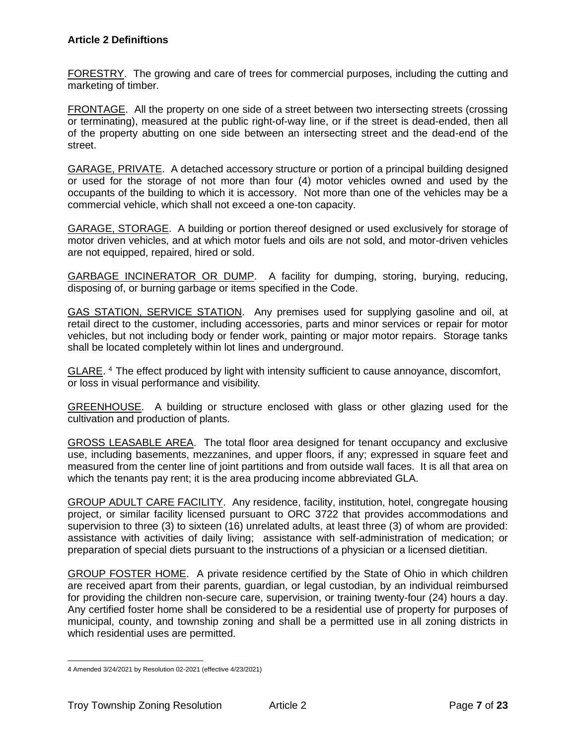FORESTRY. The growing and care of trees for commercial purposes, including the cutting and marketing of timber.

FRONTAGE. All the property on one side of a street between two intersecting streets (crossing or terminating), measured at the public right-of-way line, or if the street is dead-ended, then all of the property abutting on one side between an intersecting street and the dead-end of the street.

GARAGE, PRIVATE. A detached accessory structure or portion of a principal building designed or used for the storage of not more than four (4) motor vehicles owned and used by the occupants of the building to which it is accessory. Not more than one of the vehicles may be a commercial vehicle, which shall not exceed a one-ton capacity.

GARAGE, STORAGE. A building or portion thereof designed or used exclusively for storage of motor driven vehicles, and at which motor fuels and oils are not sold, and motor-driven vehicles are not equipped, repaired, hired or sold.

GARBAGE INCINERATOR OR DUMP. A facility for dumping, storing, burying, reducing, disposing of, or burning garbage or items specified in the Code.

GAS STATION, SERVICE STATION. Any premises used for supplying gasoline and oil, at retail direct to the customer, including accessories, parts and minor services or repair for motor vehicles, but not including body or fender work, painting or major motor repairs. Storage tanks shall be located completely within lot lines and underground.

GLARE. [4] The effect produced by light with intensity sufficient to cause annoyance, discomfort, or loss in visual performance and visibility.

GREENHOUSE. A building or structure enclosed with glass or other glazing used for the cultivation and production of plants.

GROSS LEASABLE AREA. The total floor area designed for tenant occupancy and exclusive use, including basements, mezzanines, and upper floors, if any; expressed in square feet and measured from the center line of joint partitions and from outside wall faces. It is all that area on which the tenants pay rent; it is the area producing income abbreviated GLA.

GROUP ADULT CARE FACILITY. Any residence, facility, institution, hotel, congregate housing project, or similar facility licensed pursuant to ORC 3722 that provides accommodations and supervision to three (3) to sixteen (16) unrelated adults, at least three (3) of whom are provided: assistance with activities of daily living; assistance with self-administration of medication; or preparation of special diets pursuant to the instructions of a physician or a licensed dietitian.

GROUP FOSTER HOME. A private residence certified by the State of Ohio in which children are received apart from their parents, guardian, or legal custodian, by an individual reimbursed for providing the children non-secure care, supervision, or training twenty-four (24) hours a day. Any certified foster home shall be considered to be a residential use of property for purposes of municipal, county, and township zoning and shall be a permitted use in all zoning districts in which residential uses are permitted.

---

4 Amended 3/24/2021 by Resolution 02-2021 (effective 4/23/2021)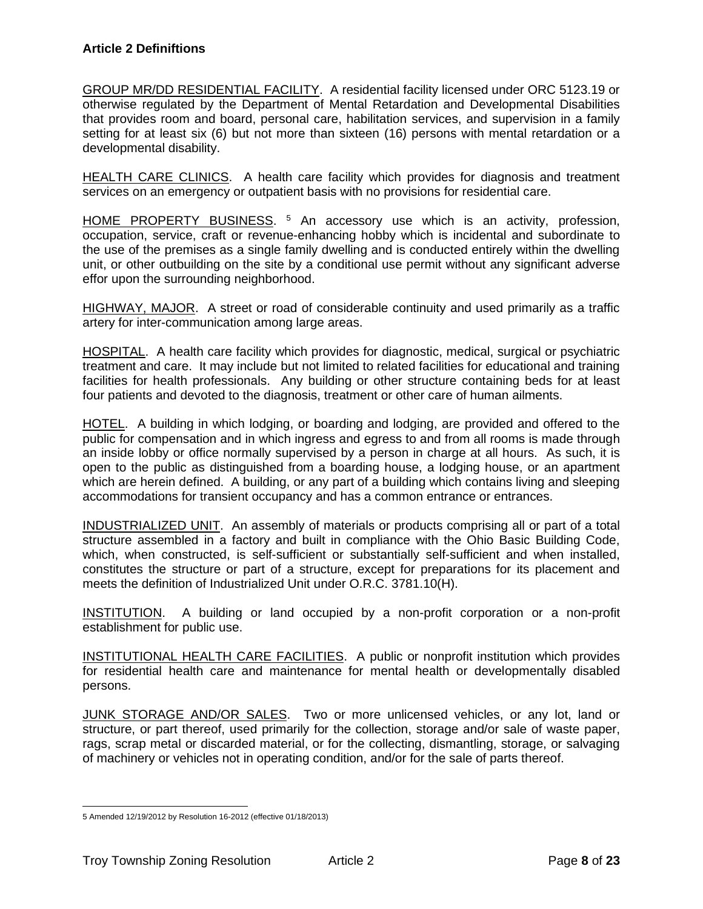**Article 2 Definiftions**

GROUP MR/DD RESIDENTIAL FACILITY. A residential facility licensed under ORC 5123.19 or otherwise regulated by the Department of Mental Retardation and Developmental Disabilities that provides room and board, personal care, habilitation services, and supervision in a family setting for at least six (6) but not more than sixteen (16) persons with mental retardation or a developmental disability.

HEALTH CARE CLINICS. A health care facility which provides for diagnosis and treatment services on an emergency or outpatient basis with no provisions for residential care.

HOME PROPERTY BUSINESS. [5] An accessory use which is an activity, profession, occupation, service, craft or revenue-enhancing hobby which is incidental and subordinate to the use of the premises as a single family dwelling and is conducted entirely within the dwelling unit, or other outbuilding on the site by a conditional use permit without any significant adverse effor upon the surrounding neighborhood.

HIGHWAY, MAJOR. A street or road of considerable continuity and used primarily as a traffic artery for inter-communication among large areas.

HOSPITAL. A health care facility which provides for diagnostic, medical, surgical or psychiatric treatment and care. It may include but not limited to related facilities for educational and training facilities for health professionals. Any building or other structure containing beds for at least four patients and devoted to the diagnosis, treatment or other care of human ailments.

HOTEL. A building in which lodging, or boarding and lodging, are provided and offered to the public for compensation and in which ingress and egress to and from all rooms is made through an inside lobby or office normally supervised by a person in charge at all hours. As such, it is open to the public as distinguished from a boarding house, a lodging house, or an apartment which are herein defined. A building, or any part of a building which contains living and sleeping accommodations for transient occupancy and has a common entrance or entrances.

INDUSTRIALIZED UNIT. An assembly of materials or products comprising all or part of a total structure assembled in a factory and built in compliance with the Ohio Basic Building Code, which, when constructed, is self-sufficient or substantially self-sufficient and when installed, constitutes the structure or part of a structure, except for preparations for its placement and meets the definition of Industrialized Unit under O.R.C. 3781.10(H).

INSTITUTION. A building or land occupied by a non-profit corporation or a non-profit establishment for public use.

INSTITUTIONAL HEALTH CARE FACILITIES. A public or nonprofit institution which provides for residential health care and maintenance for mental health or developmentally disabled persons.

JUNK STORAGE AND/OR SALES. Two or more unlicensed vehicles, or any lot, land or structure, or part thereof, used primarily for the collection, storage and/or sale of waste paper, rags, scrap metal or discarded material, or for the collecting, dismantling, storage, or salvaging of machinery or vehicles not in operating condition, and/or for the sale of parts thereof.

---

5 Amended 12/19/2012 by Resolution 16-2012 (effective 01/18/2013)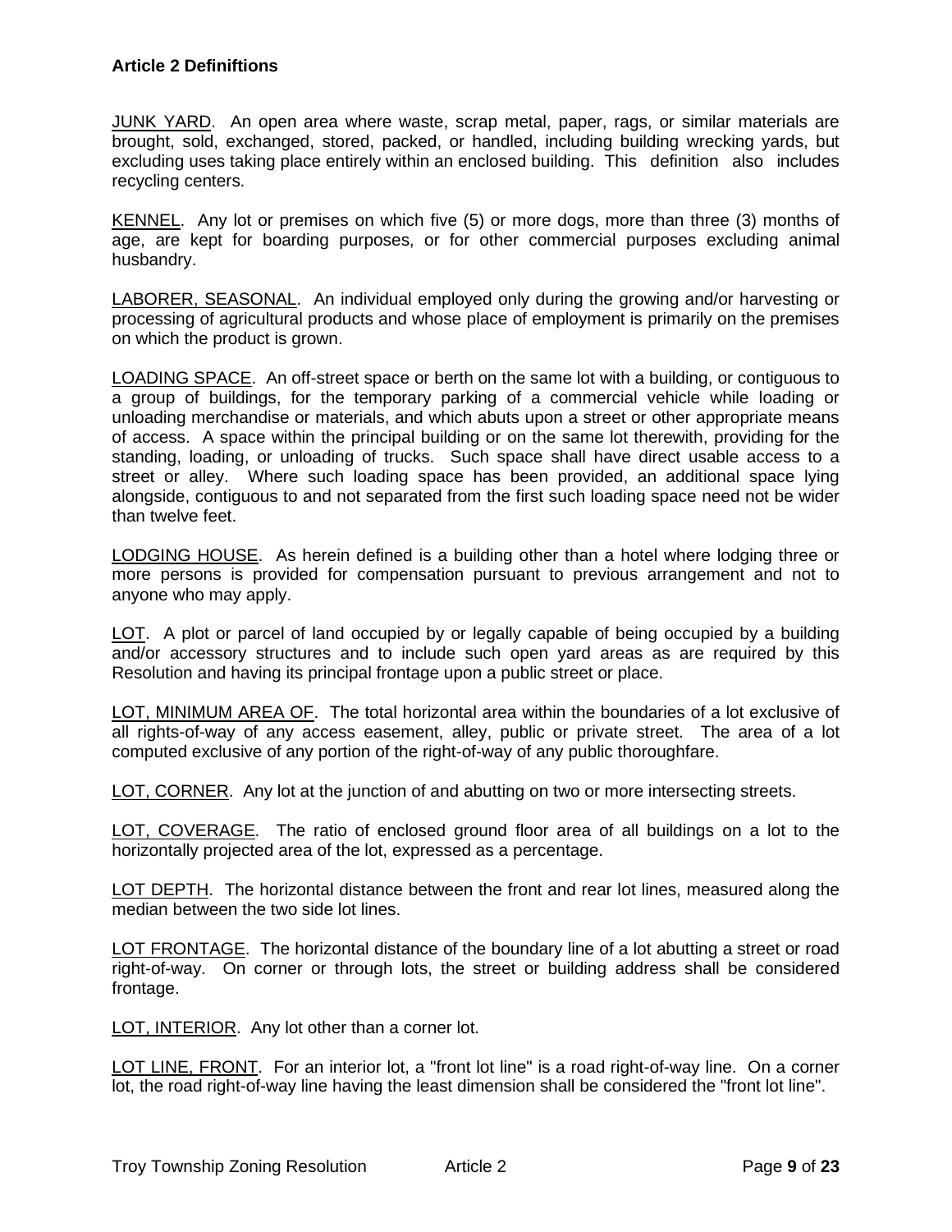**Article 2 Definiftions**

JUNK YARD. An open area where waste, scrap metal, paper, rags, or similar materials are brought, sold, exchanged, stored, packed, or handled, including building wrecking yards, but excluding uses taking place entirely within an enclosed building. This definition also includes recycling centers.

KENNEL. Any lot or premises on which five (5) or more dogs, more than three (3) months of age, are kept for boarding purposes, or for other commercial purposes excluding animal husbandry.

LABORER, SEASONAL. An individual employed only during the growing and/or harvesting or processing of agricultural products and whose place of employment is primarily on the premises on which the product is grown.

LOADING SPACE. An off-street space or berth on the same lot with a building, or contiguous to a group of buildings, for the temporary parking of a commercial vehicle while loading or unloading merchandise or materials, and which abuts upon a street or other appropriate means of access. A space within the principal building or on the same lot therewith, providing for the standing, loading, or unloading of trucks. Such space shall have direct usable access to a street or alley. Where such loading space has been provided, an additional space lying alongside, contiguous to and not separated from the first such loading space need not be wider than twelve feet.

LODGING HOUSE. As herein defined is a building other than a hotel where lodging three or more persons is provided for compensation pursuant to previous arrangement and not to anyone who may apply.

LOT. A plot or parcel of land occupied by or legally capable of being occupied by a building and/or accessory structures and to include such open yard areas as are required by this Resolution and having its principal frontage upon a public street or place.

LOT, MINIMUM AREA OF. The total horizontal area within the boundaries of a lot exclusive of all rights-of-way of any access easement, alley, public or private street. The area of a lot computed exclusive of any portion of the right-of-way of any public thoroughfare.

LOT, CORNER. Any lot at the junction of and abutting on two or more intersecting streets.

LOT, COVERAGE. The ratio of enclosed ground floor area of all buildings on a lot to the horizontally projected area of the lot, expressed as a percentage.

LOT DEPTH. The horizontal distance between the front and rear lot lines, measured along the median between the two side lot lines.

LOT FRONTAGE. The horizontal distance of the boundary line of a lot abutting a street or road right-of-way. On corner or through lots, the street or building address shall be considered frontage.

LOT, INTERIOR. Any lot other than a corner lot.

LOT LINE, FRONT. For an interior lot, a "front lot line" is a road right-of-way line. On a corner lot, the road right-of-way line having the least dimension shall be considered the "front lot line".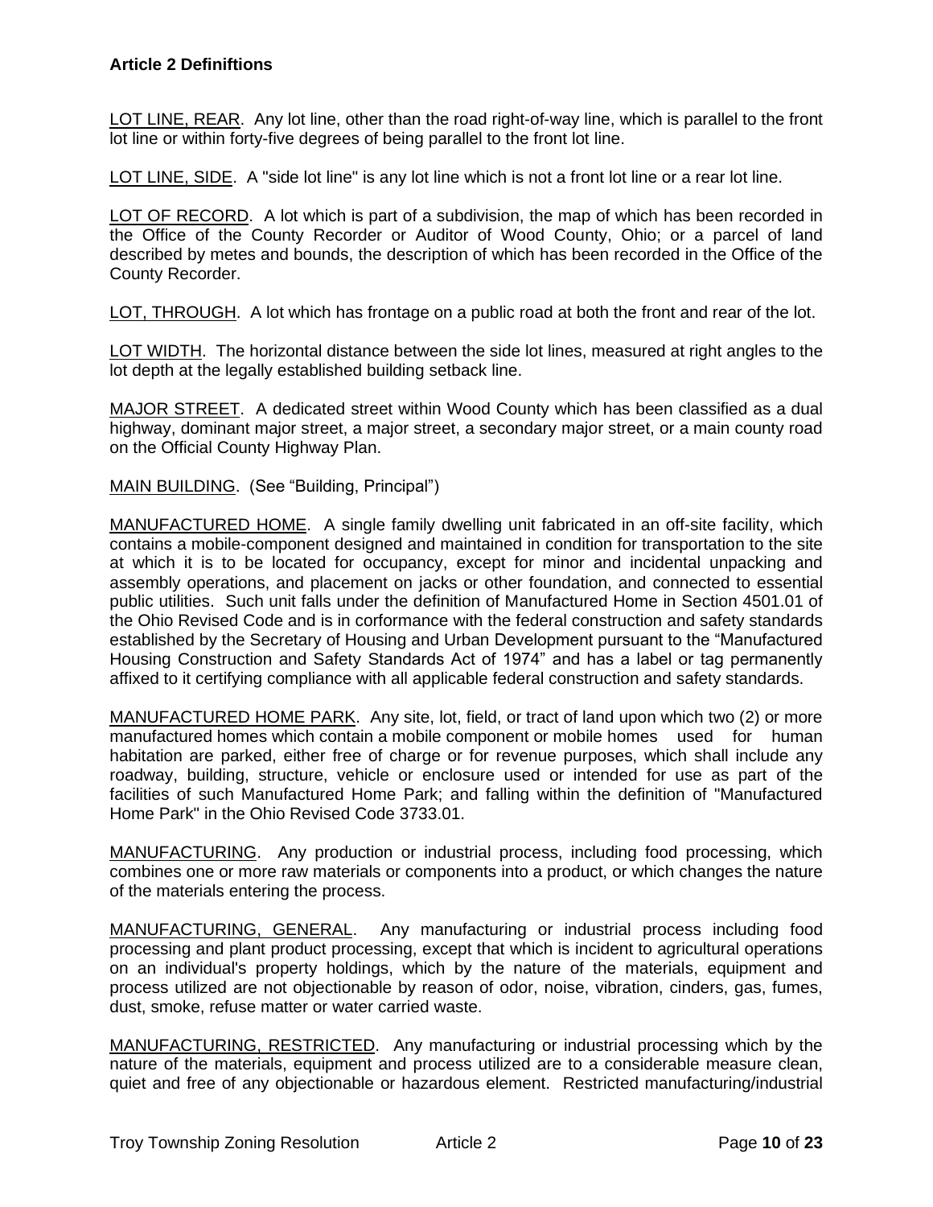LOT LINE, REAR. Any lot line, other than the road right-of-way line, which is parallel to the front lot line or within forty-five degrees of being parallel to the front lot line.

LOT LINE, SIDE. A "side lot line" is any lot line which is not a front lot line or a rear lot line.

LOT OF RECORD. A lot which is part of a subdivision, the map of which has been recorded in the Office of the County Recorder or Auditor of Wood County, Ohio; or a parcel of land described by metes and bounds, the description of which has been recorded in the Office of the County Recorder.

LOT, THROUGH. A lot which has frontage on a public road at both the front and rear of the lot.

LOT WIDTH. The horizontal distance between the side lot lines, measured at right angles to the lot depth at the legally established building setback line.

MAJOR STREET. A dedicated street within Wood County which has been classified as a dual highway, dominant major street, a major street, a secondary major street, or a main county road on the Official County Highway Plan.

MAIN BUILDING. (See "Building, Principal")

MANUFACTURED HOME. A single family dwelling unit fabricated in an off-site facility, which contains a mobile-component designed and maintained in condition for transportation to the site at which it is to be located for occupancy, except for minor and incidental unpacking and assembly operations, and placement on jacks or other foundation, and connected to essential public utilities. Such unit falls under the definition of Manufactured Home in Section 4501.01 of the Ohio Revised Code and is in corformance with the federal construction and safety standards established by the Secretary of Housing and Urban Development pursuant to the "Manufactured Housing Construction and Safety Standards Act of 1974" and has a label or tag permanently affixed to it certifying compliance with all applicable federal construction and safety standards.

MANUFACTURED HOME PARK. Any site, lot, field, or tract of land upon which two (2) or more manufactured homes which contain a mobile component or mobile homes used for human habitation are parked, either free of charge or for revenue purposes, which shall include any roadway, building, structure, vehicle or enclosure used or intended for use as part of the facilities of such Manufactured Home Park; and falling within the definition of "Manufactured Home Park" in the Ohio Revised Code 3733.01.

MANUFACTURING. Any production or industrial process, including food processing, which combines one or more raw materials or components into a product, or which changes the nature of the materials entering the process.

MANUFACTURING, GENERAL. Any manufacturing or industrial process including food processing and plant product processing, except that which is incident to agricultural operations on an individual's property holdings, which by the nature of the materials, equipment and process utilized are not objectionable by reason of odor, noise, vibration, cinders, gas, fumes, dust, smoke, refuse matter or water carried waste.

MANUFACTURING, RESTRICTED. Any manufacturing or industrial processing which by the nature of the materials, equipment and process utilized are to a considerable measure clean, quiet and free of any objectionable or hazardous element. Restricted manufacturing/industrial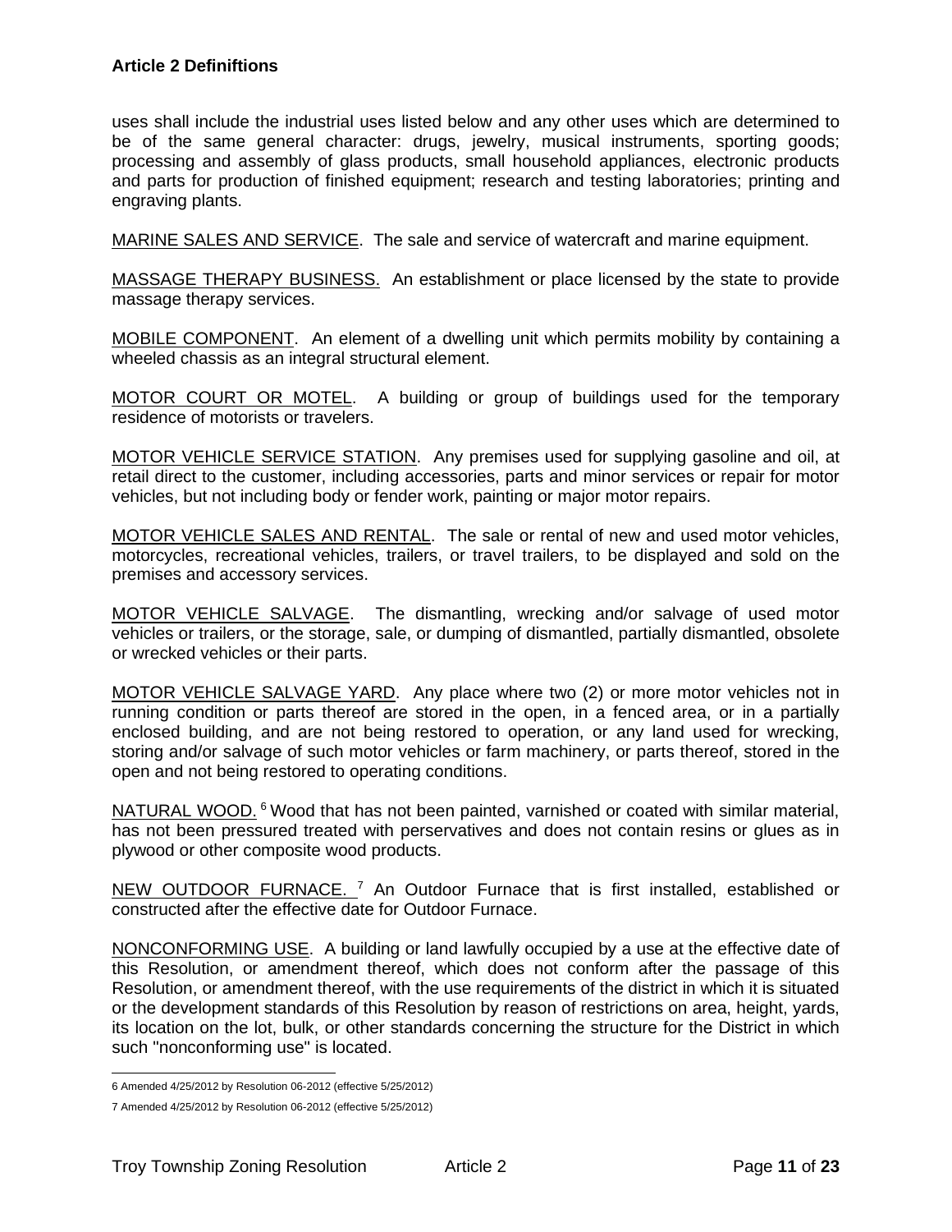uses shall include the industrial uses listed below and any other uses which are determined to be of the same general character: drugs, jewelry, musical instruments, sporting goods; processing and assembly of glass products, small household appliances, electronic products and parts for production of finished equipment; research and testing laboratories; printing and engraving plants.

MARINE SALES AND SERVICE. The sale and service of watercraft and marine equipment.

MASSAGE THERAPY BUSINESS. An establishment or place licensed by the state to provide massage therapy services.

MOBILE COMPONENT. An element of a dwelling unit which permits mobility by containing a wheeled chassis as an integral structural element.

MOTOR COURT OR MOTEL. A building or group of buildings used for the temporary residence of motorists or travelers.

MOTOR VEHICLE SERVICE STATION. Any premises used for supplying gasoline and oil, at retail direct to the customer, including accessories, parts and minor services or repair for motor vehicles, but not including body or fender work, painting or major motor repairs.

MOTOR VEHICLE SALES AND RENTAL. The sale or rental of new and used motor vehicles, motorcycles, recreational vehicles, trailers, or travel trailers, to be displayed and sold on the premises and accessory services.

MOTOR VEHICLE SALVAGE. The dismantling, wrecking and/or salvage of used motor vehicles or trailers, or the storage, sale, or dumping of dismantled, partially dismantled, obsolete or wrecked vehicles or their parts.

MOTOR VEHICLE SALVAGE YARD. Any place where two (2) or more motor vehicles not in running condition or parts thereof are stored in the open, in a fenced area, or in a partially enclosed building, and are not being restored to operation, or any land used for wrecking, storing and/or salvage of such motor vehicles or farm machinery, or parts thereof, stored in the open and not being restored to operating conditions.

NATURAL WOOD.[6] Wood that has not been painted, varnished or coated with similar material, has not been pressured treated with perservatives and does not contain resins or glues as in plywood or other composite wood products.

NEW OUTDOOR FURNACE.[7] An Outdoor Furnace that is first installed, established or constructed after the effective date for Outdoor Furnace.

NONCONFORMING USE. A building or land lawfully occupied by a use at the effective date of this Resolution, or amendment thereof, which does not conform after the passage of this Resolution, or amendment thereof, with the use requirements of the district in which it is situated or the development standards of this Resolution by reason of restrictions on area, height, yards, its location on the lot, bulk, or other standards concerning the structure for the District in which such "nonconforming use" is located.

---

6 Amended 4/25/2012 by Resolution 06-2012 (effective 5/25/2012)

7 Amended 4/25/2012 by Resolution 06-2012 (effective 5/25/2012)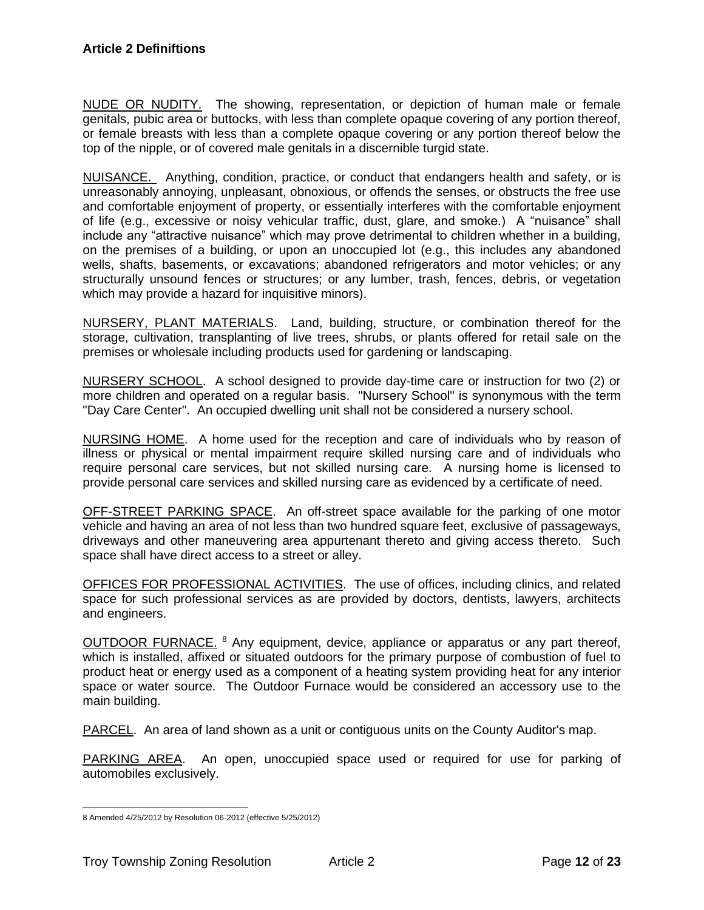**Article 2 Definiftions**

NUDE OR NUDITY. The showing, representation, or depiction of human male or female genitals, pubic area or buttocks, with less than complete opaque covering of any portion thereof, or female breasts with less than a complete opaque covering or any portion thereof below the top of the nipple, or of covered male genitals in a discernible turgid state.

NUISANCE. Anything, condition, practice, or conduct that endangers health and safety, or is unreasonably annoying, unpleasant, obnoxious, or offends the senses, or obstructs the free use and comfortable enjoyment of property, or essentially interferes with the comfortable enjoyment of life (e.g., excessive or noisy vehicular traffic, dust, glare, and smoke.) A "nuisance" shall include any "attractive nuisance" which may prove detrimental to children whether in a building, on the premises of a building, or upon an unoccupied lot (e.g., this includes any abandoned wells, shafts, basements, or excavations; abandoned refrigerators and motor vehicles; or any structurally unsound fences or structures; or any lumber, trash, fences, debris, or vegetation which may provide a hazard for inquisitive minors).

NURSERY, PLANT MATERIALS. Land, building, structure, or combination thereof for the storage, cultivation, transplanting of live trees, shrubs, or plants offered for retail sale on the premises or wholesale including products used for gardening or landscaping.

NURSERY SCHOOL. A school designed to provide day-time care or instruction for two (2) or more children and operated on a regular basis. "Nursery School" is synonymous with the term "Day Care Center". An occupied dwelling unit shall not be considered a nursery school.

NURSING HOME. A home used for the reception and care of individuals who by reason of illness or physical or mental impairment require skilled nursing care and of individuals who require personal care services, but not skilled nursing care. A nursing home is licensed to provide personal care services and skilled nursing care as evidenced by a certificate of need.

OFF-STREET PARKING SPACE. An off-street space available for the parking of one motor vehicle and having an area of not less than two hundred square feet, exclusive of passageways, driveways and other maneuvering area appurtenant thereto and giving access thereto. Such space shall have direct access to a street or alley.

OFFICES FOR PROFESSIONAL ACTIVITIES. The use of offices, including clinics, and related space for such professional services as are provided by doctors, dentists, lawyers, architects and engineers.

OUTDOOR FURNACE. [8] Any equipment, device, appliance or apparatus or any part thereof, which is installed, affixed or situated outdoors for the primary purpose of combustion of fuel to product heat or energy used as a component of a heating system providing heat for any interior space or water source. The Outdoor Furnace would be considered an accessory use to the main building.

PARCEL. An area of land shown as a unit or contiguous units on the County Auditor's map.

PARKING AREA. An open, unoccupied space used or required for use for parking of automobiles exclusively.

---

8 Amended 4/25/2012 by Resolution 06-2012 (effective 5/25/2012)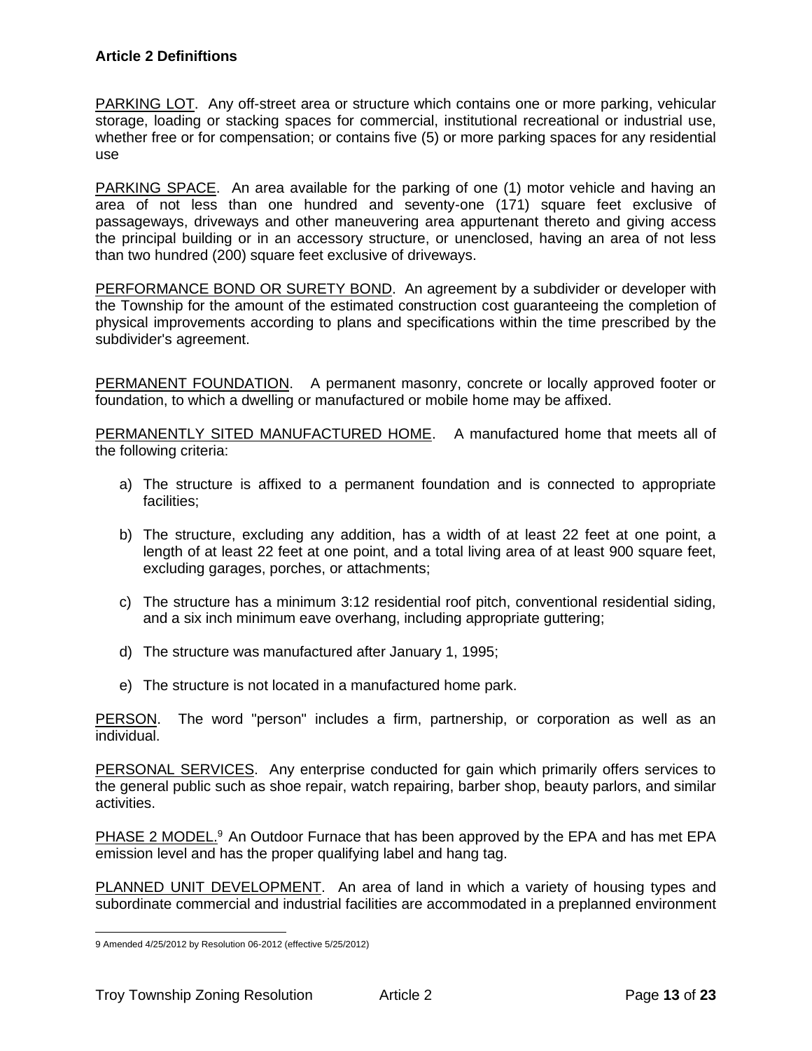PARKING LOT. Any off-street area or structure which contains one or more parking, vehicular storage, loading or stacking spaces for commercial, institutional recreational or industrial use, whether free or for compensation; or contains five (5) or more parking spaces for any residential use

PARKING SPACE. An area available for the parking of one (1) motor vehicle and having an area of not less than one hundred and seventy-one (171) square feet exclusive of passageways, driveways and other maneuvering area appurtenant thereto and giving access the principal building or in an accessory structure, or unenclosed, having an area of not less than two hundred (200) square feet exclusive of driveways.

PERFORMANCE BOND OR SURETY BOND. An agreement by a subdivider or developer with the Township for the amount of the estimated construction cost guaranteeing the completion of physical improvements according to plans and specifications within the time prescribed by the subdivider's agreement.

PERMANENT FOUNDATION. A permanent masonry, concrete or locally approved footer or foundation, to which a dwelling or manufactured or mobile home may be affixed.

PERMANENTLY SITED MANUFACTURED HOME. A manufactured home that meets all of the following criteria:

a) The structure is affixed to a permanent foundation and is connected to appropriate facilities;

b) The structure, excluding any addition, has a width of at least 22 feet at one point, a length of at least 22 feet at one point, and a total living area of at least 900 square feet, excluding garages, porches, or attachments;

c) The structure has a minimum 3:12 residential roof pitch, conventional residential siding, and a six inch minimum eave overhang, including appropriate guttering;

d) The structure was manufactured after January 1, 1995;

e) The structure is not located in a manufactured home park.

PERSON. The word "person" includes a firm, partnership, or corporation as well as an individual.

PERSONAL SERVICES. Any enterprise conducted for gain which primarily offers services to the general public such as shoe repair, watch repairing, barber shop, beauty parlors, and similar activities.

PHASE 2 MODEL.[9] An Outdoor Furnace that has been approved by the EPA and has met EPA emission level and has the proper qualifying label and hang tag.

PLANNED UNIT DEVELOPMENT. An area of land in which a variety of housing types and subordinate commercial and industrial facilities are accommodated in a preplanned environment

9 Amended 4/25/2012 by Resolution 06-2012 (effective 5/25/2012)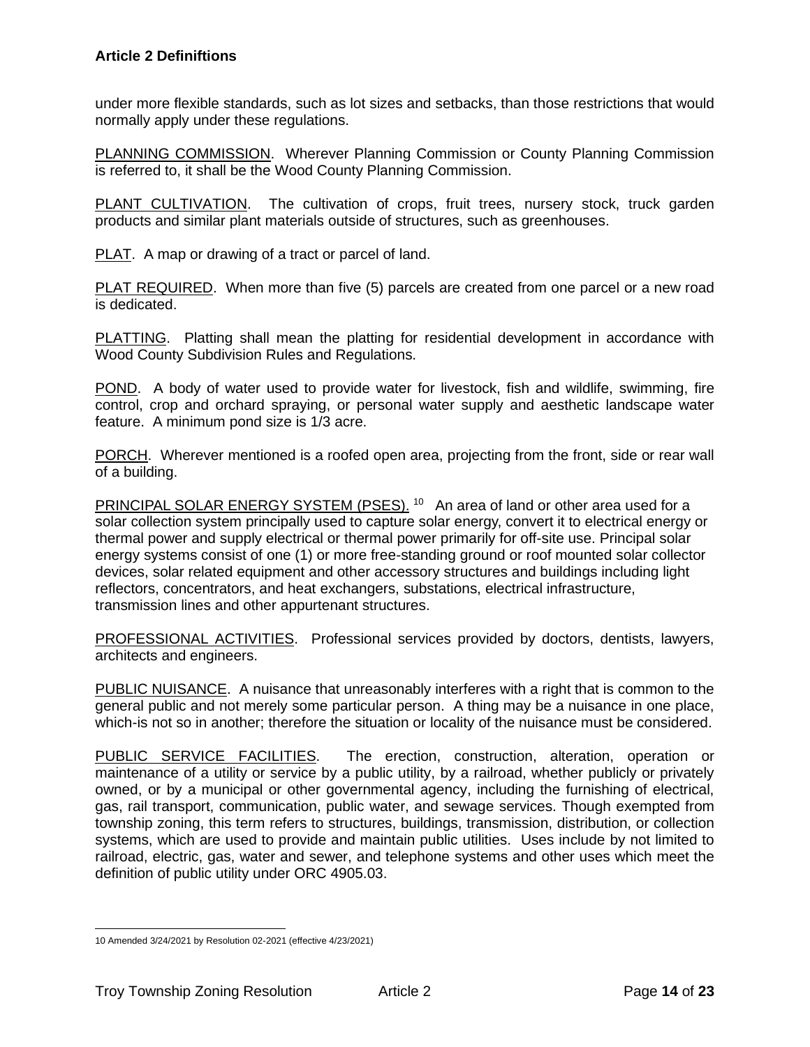under more flexible standards, such as lot sizes and setbacks, than those restrictions that would normally apply under these regulations.

PLANNING COMMISSION. Wherever Planning Commission or County Planning Commission is referred to, it shall be the Wood County Planning Commission.

PLANT CULTIVATION. The cultivation of crops, fruit trees, nursery stock, truck garden products and similar plant materials outside of structures, such as greenhouses.

PLAT. A map or drawing of a tract or parcel of land.

PLAT REQUIRED. When more than five (5) parcels are created from one parcel or a new road is dedicated.

PLATTING. Platting shall mean the platting for residential development in accordance with Wood County Subdivision Rules and Regulations.

POND. A body of water used to provide water for livestock, fish and wildlife, swimming, fire control, crop and orchard spraying, or personal water supply and aesthetic landscape water feature. A minimum pond size is 1/3 acre.

PORCH. Wherever mentioned is a roofed open area, projecting from the front, side or rear wall of a building.

PRINCIPAL SOLAR ENERGY SYSTEM (PSES).[10] An area of land or other area used for a solar collection system principally used to capture solar energy, convert it to electrical energy or thermal power and supply electrical or thermal power primarily for off-site use. Principal solar energy systems consist of one (1) or more free-standing ground or roof mounted solar collector devices, solar related equipment and other accessory structures and buildings including light reflectors, concentrators, and heat exchangers, substations, electrical infrastructure, transmission lines and other appurtenant structures.

PROFESSIONAL ACTIVITIES. Professional services provided by doctors, dentists, lawyers, architects and engineers.

PUBLIC NUISANCE. A nuisance that unreasonably interferes with a right that is common to the general public and not merely some particular person. A thing may be a nuisance in one place, which-is not so in another; therefore the situation or locality of the nuisance must be considered.

PUBLIC SERVICE FACILITIES. The erection, construction, alteration, operation or maintenance of a utility or service by a public utility, by a railroad, whether publicly or privately owned, or by a municipal or other governmental agency, including the furnishing of electrical, gas, rail transport, communication, public water, and sewage services. Though exempted from township zoning, this term refers to structures, buildings, transmission, distribution, or collection systems, which are used to provide and maintain public utilities. Uses include by not limited to railroad, electric, gas, water and sewer, and telephone systems and other uses which meet the definition of public utility under ORC 4905.03.

---

10 Amended 3/24/2021 by Resolution 02-2021 (effective 4/23/2021)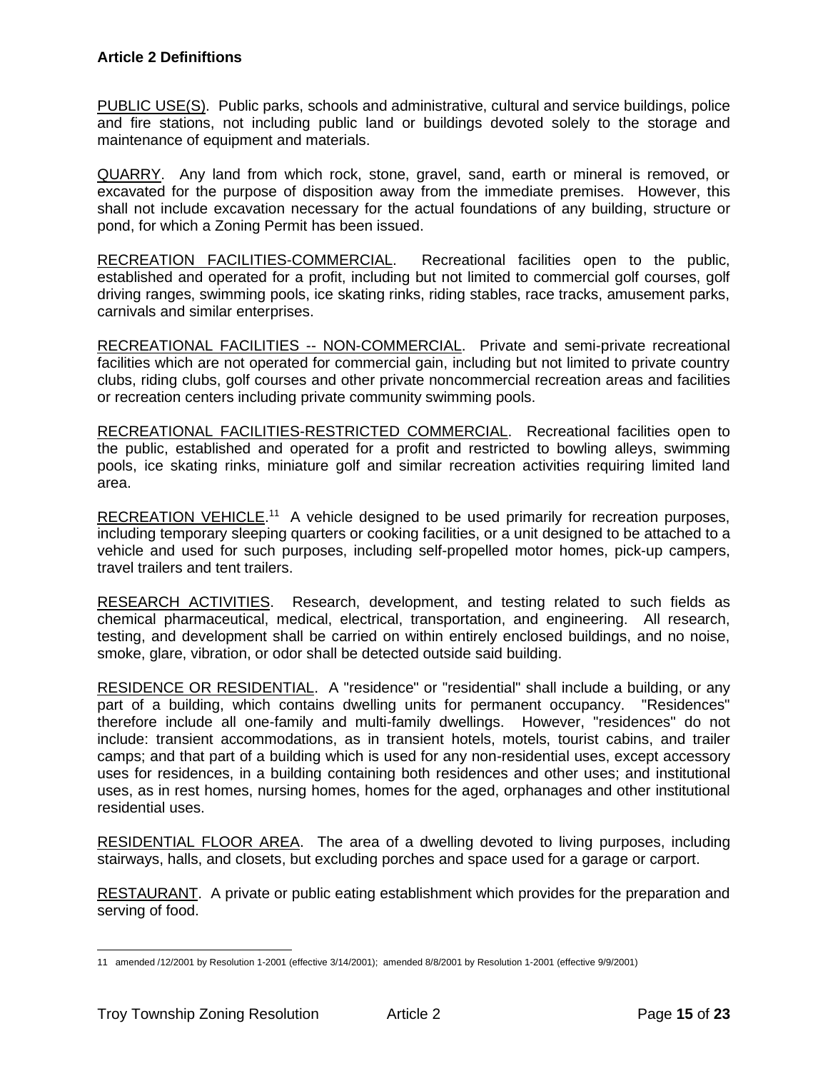PUBLIC USE(S). Public parks, schools and administrative, cultural and service buildings, police and fire stations, not including public land or buildings devoted solely to the storage and maintenance of equipment and materials.

QUARRY. Any land from which rock, stone, gravel, sand, earth or mineral is removed, or excavated for the purpose of disposition away from the immediate premises. However, this shall not include excavation necessary for the actual foundations of any building, structure or pond, for which a Zoning Permit has been issued.

RECREATION FACILITIES-COMMERCIAL. Recreational facilities open to the public, established and operated for a profit, including but not limited to commercial golf courses, golf driving ranges, swimming pools, ice skating rinks, riding stables, race tracks, amusement parks, carnivals and similar enterprises.

RECREATIONAL FACILITIES -- NON-COMMERCIAL. Private and semi-private recreational facilities which are not operated for commercial gain, including but not limited to private country clubs, riding clubs, golf courses and other private noncommercial recreation areas and facilities or recreation centers including private community swimming pools.

RECREATIONAL FACILITIES-RESTRICTED COMMERCIAL. Recreational facilities open to the public, established and operated for a profit and restricted to bowling alleys, swimming pools, ice skating rinks, miniature golf and similar recreation activities requiring limited land area.

RECREATION VEHICLE.[11] A vehicle designed to be used primarily for recreation purposes, including temporary sleeping quarters or cooking facilities, or a unit designed to be attached to a vehicle and used for such purposes, including self-propelled motor homes, pick-up campers, travel trailers and tent trailers.

RESEARCH ACTIVITIES. Research, development, and testing related to such fields as chemical pharmaceutical, medical, electrical, transportation, and engineering. All research, testing, and development shall be carried on within entirely enclosed buildings, and no noise, smoke, glare, vibration, or odor shall be detected outside said building.

RESIDENCE OR RESIDENTIAL. A "residence" or "residential" shall include a building, or any part of a building, which contains dwelling units for permanent occupancy. "Residences" therefore include all one-family and multi-family dwellings. However, "residences" do not include: transient accommodations, as in transient hotels, motels, tourist cabins, and trailer camps; and that part of a building which is used for any non-residential uses, except accessory uses for residences, in a building containing both residences and other uses; and institutional uses, as in rest homes, nursing homes, homes for the aged, orphanages and other institutional residential uses.

RESIDENTIAL FLOOR AREA. The area of a dwelling devoted to living purposes, including stairways, halls, and closets, but excluding porches and space used for a garage or carport.

RESTAURANT. A private or public eating establishment which provides for the preparation and serving of food.

---

11 amended /12/2001 by Resolution 1-2001 (effective 3/14/2001); amended 8/8/2001 by Resolution 1-2001 (effective 9/9/2001)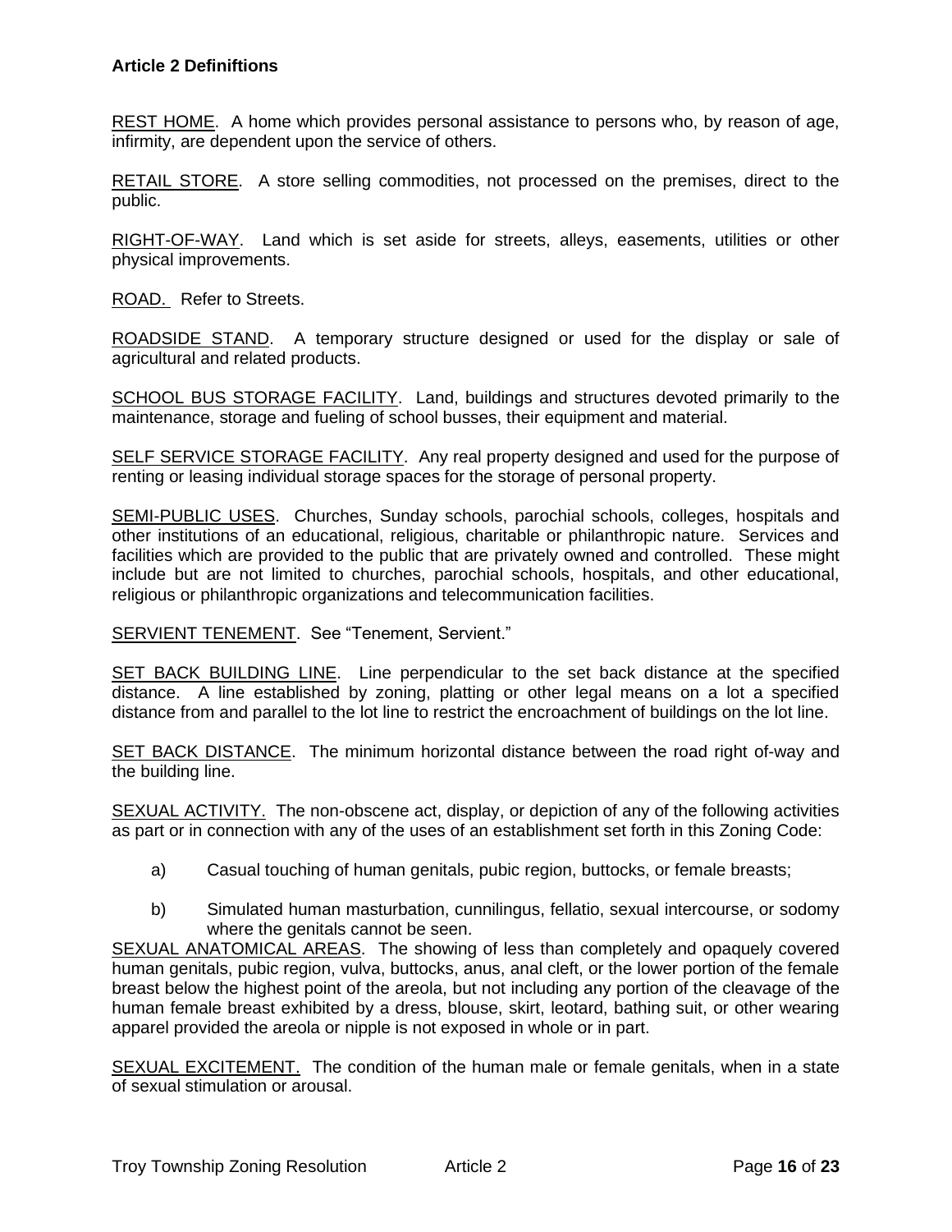**Article 2 Definiftions**

<u>REST HOME</u>. A home which provides personal assistance to persons who, by reason of age, infirmity, are dependent upon the service of others.

<u>RETAIL STORE</u>. A store selling commodities, not processed on the premises, direct to the public.

<u>RIGHT-OF-WAY</u>. Land which is set aside for streets, alleys, easements, utilities or other physical improvements.

<u>ROAD.</u> Refer to Streets.

<u>ROADSIDE STAND</u>. A temporary structure designed or used for the display or sale of agricultural and related products.

<u>SCHOOL BUS STORAGE FACILITY</u>. Land, buildings and structures devoted primarily to the maintenance, storage and fueling of school busses, their equipment and material.

<u>SELF SERVICE STORAGE FACILITY</u>. Any real property designed and used for the purpose of renting or leasing individual storage spaces for the storage of personal property.

<u>SEMI-PUBLIC USES</u>. Churches, Sunday schools, parochial schools, colleges, hospitals and other institutions of an educational, religious, charitable or philanthropic nature. Services and facilities which are provided to the public that are privately owned and controlled. These might include but are not limited to churches, parochial schools, hospitals, and other educational, religious or philanthropic organizations and telecommunication facilities.

<u>SERVIENT TENEMENT</u>. See "Tenement, Servient."

<u>SET BACK BUILDING LINE</u>. Line perpendicular to the set back distance at the specified distance. A line established by zoning, platting or other legal means on a lot a specified distance from and parallel to the lot line to restrict the encroachment of buildings on the lot line.

<u>SET BACK DISTANCE</u>. The minimum horizontal distance between the road right of-way and the building line.

<u>SEXUAL ACTIVITY.</u> The non-obscene act, display, or depiction of any of the following activities as part or in connection with any of the uses of an establishment set forth in this Zoning Code:

a) Casual touching of human genitals, pubic region, buttocks, or female breasts;

b) Simulated human masturbation, cunnilingus, fellatio, sexual intercourse, or sodomy where the genitals cannot be seen.

<u>SEXUAL ANATOMICAL AREAS</u>. The showing of less than completely and opaquely covered human genitals, pubic region, vulva, buttocks, anus, anal cleft, or the lower portion of the female breast below the highest point of the areola, but not including any portion of the cleavage of the human female breast exhibited by a dress, blouse, skirt, leotard, bathing suit, or other wearing apparel provided the areola or nipple is not exposed in whole or in part.

<u>SEXUAL EXCITEMENT.</u> The condition of the human male or female genitals, when in a state of sexual stimulation or arousal.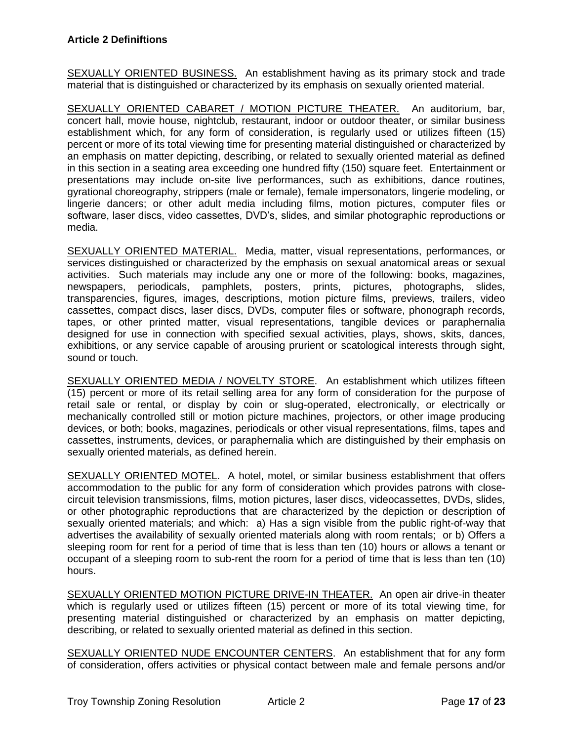SEXUALLY ORIENTED BUSINESS. An establishment having as its primary stock and trade material that is distinguished or characterized by its emphasis on sexually oriented material.

SEXUALLY ORIENTED CABARET / MOTION PICTURE THEATER. An auditorium, bar, concert hall, movie house, nightclub, restaurant, indoor or outdoor theater, or similar business establishment which, for any form of consideration, is regularly used or utilizes fifteen (15) percent or more of its total viewing time for presenting material distinguished or characterized by an emphasis on matter depicting, describing, or related to sexually oriented material as defined in this section in a seating area exceeding one hundred fifty (150) square feet. Entertainment or presentations may include on-site live performances, such as exhibitions, dance routines, gyrational choreography, strippers (male or female), female impersonators, lingerie modeling, or lingerie dancers; or other adult media including films, motion pictures, computer files or software, laser discs, video cassettes, DVD's, slides, and similar photographic reproductions or media.

SEXUALLY ORIENTED MATERIAL. Media, matter, visual representations, performances, or services distinguished or characterized by the emphasis on sexual anatomical areas or sexual activities. Such materials may include any one or more of the following: books, magazines, newspapers, periodicals, pamphlets, posters, prints, pictures, photographs, slides, transparencies, figures, images, descriptions, motion picture films, previews, trailers, video cassettes, compact discs, laser discs, DVDs, computer files or software, phonograph records, tapes, or other printed matter, visual representations, tangible devices or paraphernalia designed for use in connection with specified sexual activities, plays, shows, skits, dances, exhibitions, or any service capable of arousing prurient or scatological interests through sight, sound or touch.

SEXUALLY ORIENTED MEDIA / NOVELTY STORE. An establishment which utilizes fifteen (15) percent or more of its retail selling area for any form of consideration for the purpose of retail sale or rental, or display by coin or slug-operated, electronically, or electrically or mechanically controlled still or motion picture machines, projectors, or other image producing devices, or both; books, magazines, periodicals or other visual representations, films, tapes and cassettes, instruments, devices, or paraphernalia which are distinguished by their emphasis on sexually oriented materials, as defined herein.

SEXUALLY ORIENTED MOTEL. A hotel, motel, or similar business establishment that offers accommodation to the public for any form of consideration which provides patrons with close-circuit television transmissions, films, motion pictures, laser discs, videocassettes, DVDs, slides, or other photographic reproductions that are characterized by the depiction or description of sexually oriented materials; and which: a) Has a sign visible from the public right-of-way that advertises the availability of sexually oriented materials along with room rentals; or b) Offers a sleeping room for rent for a period of time that is less than ten (10) hours or allows a tenant or occupant of a sleeping room to sub-rent the room for a period of time that is less than ten (10) hours.

SEXUALLY ORIENTED MOTION PICTURE DRIVE-IN THEATER. An open air drive-in theater which is regularly used or utilizes fifteen (15) percent or more of its total viewing time, for presenting material distinguished or characterized by an emphasis on matter depicting, describing, or related to sexually oriented material as defined in this section.

SEXUALLY ORIENTED NUDE ENCOUNTER CENTERS. An establishment that for any form of consideration, offers activities or physical contact between male and female persons and/or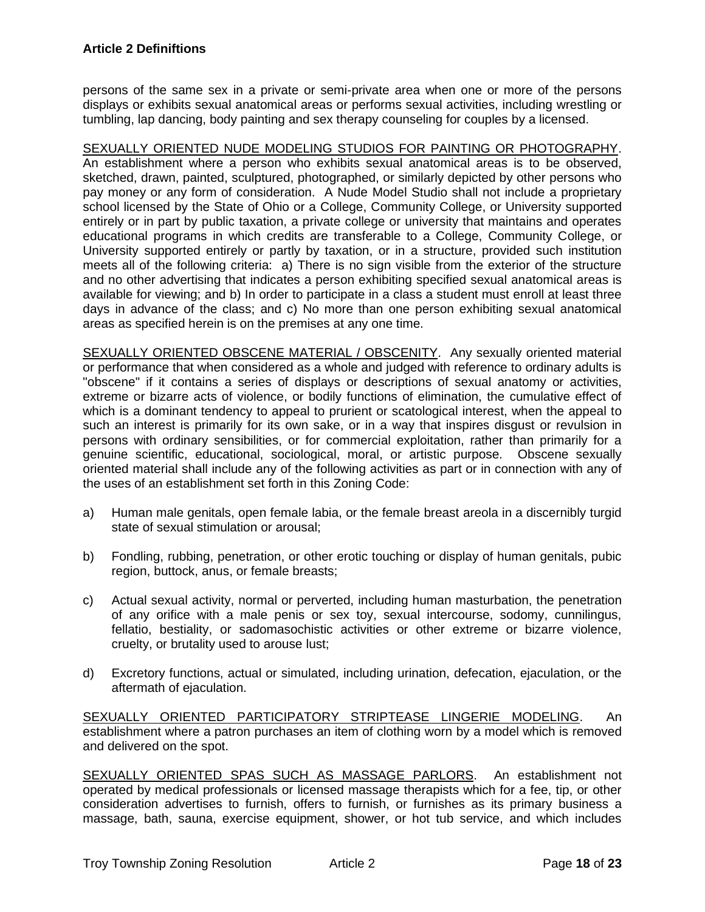persons of the same sex in a private or semi-private area when one or more of the persons displays or exhibits sexual anatomical areas or performs sexual activities, including wrestling or tumbling, lap dancing, body painting and sex therapy counseling for couples by a licensed.

SEXUALLY ORIENTED NUDE MODELING STUDIOS FOR PAINTING OR PHOTOGRAPHY. An establishment where a person who exhibits sexual anatomical areas is to be observed, sketched, drawn, painted, sculptured, photographed, or similarly depicted by other persons who pay money or any form of consideration. A Nude Model Studio shall not include a proprietary school licensed by the State of Ohio or a College, Community College, or University supported entirely or in part by public taxation, a private college or university that maintains and operates educational programs in which credits are transferable to a College, Community College, or University supported entirely or partly by taxation, or in a structure, provided such institution meets all of the following criteria: a) There is no sign visible from the exterior of the structure and no other advertising that indicates a person exhibiting specified sexual anatomical areas is available for viewing; and b) In order to participate in a class a student must enroll at least three days in advance of the class; and c) No more than one person exhibiting sexual anatomical areas as specified herein is on the premises at any one time.

SEXUALLY ORIENTED OBSCENE MATERIAL / OBSCENITY. Any sexually oriented material or performance that when considered as a whole and judged with reference to ordinary adults is "obscene" if it contains a series of displays or descriptions of sexual anatomy or activities, extreme or bizarre acts of violence, or bodily functions of elimination, the cumulative effect of which is a dominant tendency to appeal to prurient or scatological interest, when the appeal to such an interest is primarily for its own sake, or in a way that inspires disgust or revulsion in persons with ordinary sensibilities, or for commercial exploitation, rather than primarily for a genuine scientific, educational, sociological, moral, or artistic purpose. Obscene sexually oriented material shall include any of the following activities as part or in connection with any of the uses of an establishment set forth in this Zoning Code:

a) Human male genitals, open female labia, or the female breast areola in a discernibly turgid state of sexual stimulation or arousal;

b) Fondling, rubbing, penetration, or other erotic touching or display of human genitals, pubic region, buttock, anus, or female breasts;

c) Actual sexual activity, normal or perverted, including human masturbation, the penetration of any orifice with a male penis or sex toy, sexual intercourse, sodomy, cunnilingus, fellatio, bestiality, or sadomasochistic activities or other extreme or bizarre violence, cruelty, or brutality used to arouse lust;

d) Excretory functions, actual or simulated, including urination, defecation, ejaculation, or the aftermath of ejaculation.

SEXUALLY ORIENTED PARTICIPATORY STRIPTEASE LINGERIE MODELING. An establishment where a patron purchases an item of clothing worn by a model which is removed and delivered on the spot.

SEXUALLY ORIENTED SPAS SUCH AS MASSAGE PARLORS. An establishment not operated by medical professionals or licensed massage therapists which for a fee, tip, or other consideration advertises to furnish, offers to furnish, or furnishes as its primary business a massage, bath, sauna, exercise equipment, shower, or hot tub service, and which includes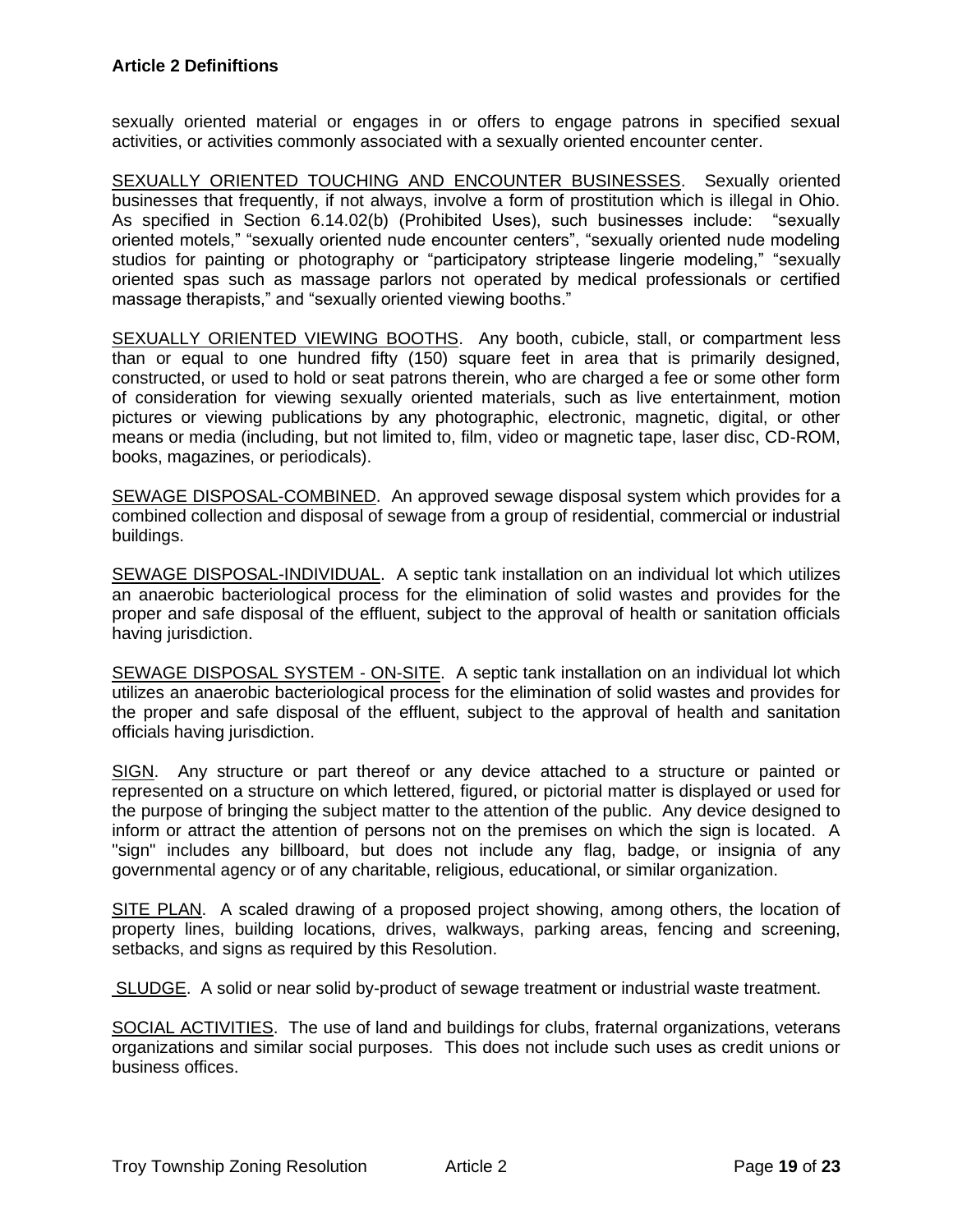sexually oriented material or engages in or offers to engage patrons in specified sexual activities, or activities commonly associated with a sexually oriented encounter center.

<u>SEXUALLY ORIENTED TOUCHING AND ENCOUNTER BUSINESSES</u>. Sexually oriented businesses that frequently, if not always, involve a form of prostitution which is illegal in Ohio. As specified in Section 6.14.02(b) (Prohibited Uses), such businesses include: "sexually oriented motels," "sexually oriented nude encounter centers", "sexually oriented nude modeling studios for painting or photography or "participatory striptease lingerie modeling," "sexually oriented spas such as massage parlors not operated by medical professionals or certified massage therapists," and "sexually oriented viewing booths."

<u>SEXUALLY ORIENTED VIEWING BOOTHS</u>. Any booth, cubicle, stall, or compartment less than or equal to one hundred fifty (150) square feet in area that is primarily designed, constructed, or used to hold or seat patrons therein, who are charged a fee or some other form of consideration for viewing sexually oriented materials, such as live entertainment, motion pictures or viewing publications by any photographic, electronic, magnetic, digital, or other means or media (including, but not limited to, film, video or magnetic tape, laser disc, CD-ROM, books, magazines, or periodicals).

<u>SEWAGE DISPOSAL-COMBINED</u>. An approved sewage disposal system which provides for a combined collection and disposal of sewage from a group of residential, commercial or industrial buildings.

<u>SEWAGE DISPOSAL-INDIVIDUAL</u>. A septic tank installation on an individual lot which utilizes an anaerobic bacteriological process for the elimination of solid wastes and provides for the proper and safe disposal of the effluent, subject to the approval of health or sanitation officials having jurisdiction.

<u>SEWAGE DISPOSAL SYSTEM - ON-SITE</u>. A septic tank installation on an individual lot which utilizes an anaerobic bacteriological process for the elimination of solid wastes and provides for the proper and safe disposal of the effluent, subject to the approval of health and sanitation officials having jurisdiction.

<u>SIGN</u>. Any structure or part thereof or any device attached to a structure or painted or represented on a structure on which lettered, figured, or pictorial matter is displayed or used for the purpose of bringing the subject matter to the attention of the public. Any device designed to inform or attract the attention of persons not on the premises on which the sign is located. A "sign" includes any billboard, but does not include any flag, badge, or insignia of any governmental agency or of any charitable, religious, educational, or similar organization.

<u>SITE PLAN</u>. A scaled drawing of a proposed project showing, among others, the location of property lines, building locations, drives, walkways, parking areas, fencing and screening, setbacks, and signs as required by this Resolution.

<u>SLUDGE</u>. A solid or near solid by-product of sewage treatment or industrial waste treatment.

<u>SOCIAL ACTIVITIES</u>. The use of land and buildings for clubs, fraternal organizations, veterans organizations and similar social purposes. This does not include such uses as credit unions or business offices.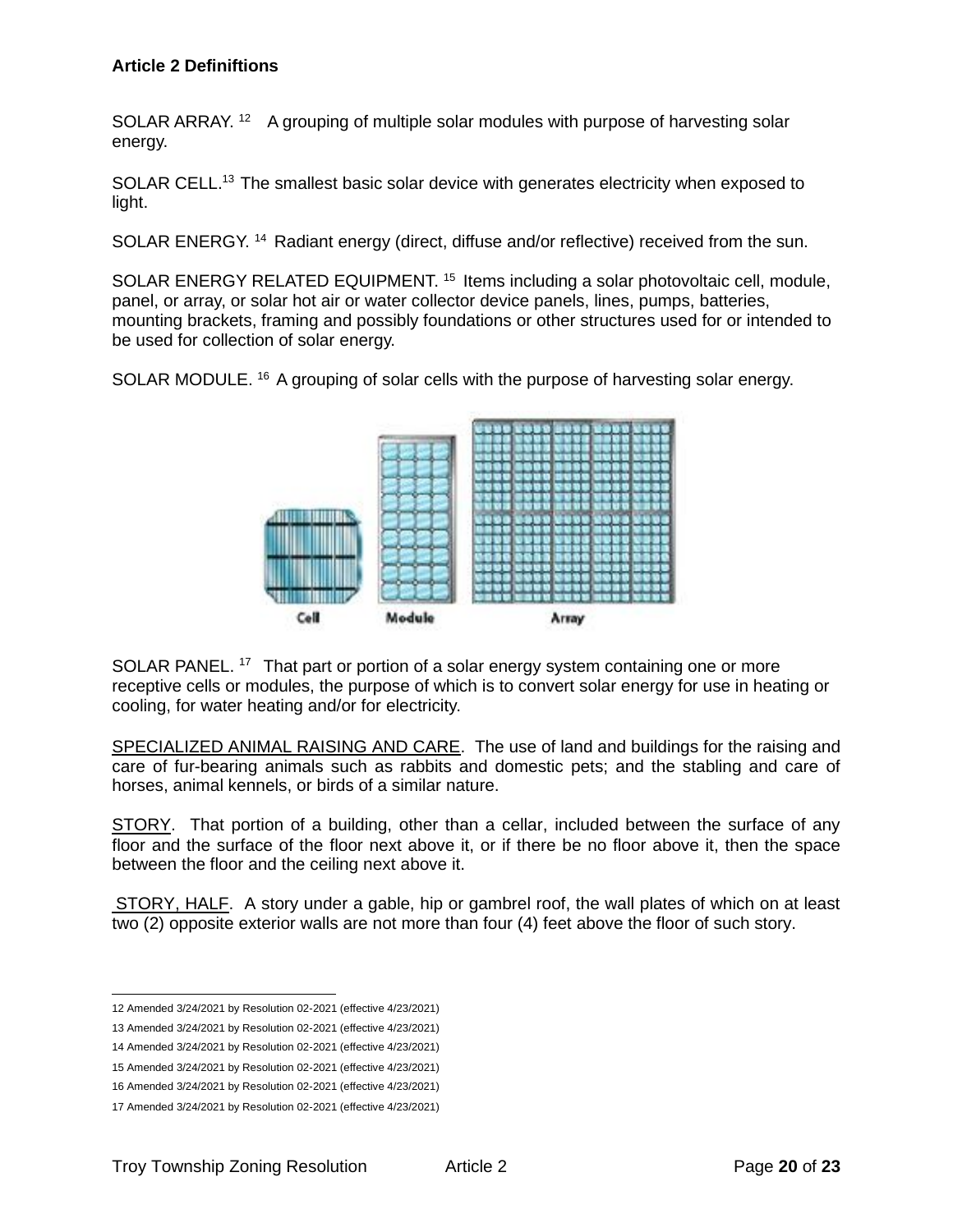**Article 2 Definiftions**

SOLAR ARRAY. [12] A grouping of multiple solar modules with purpose of harvesting solar energy.

SOLAR CELL.[13] The smallest basic solar device with generates electricity when exposed to light.

SOLAR ENERGY. [14] Radiant energy (direct, diffuse and/or reflective) received from the sun.

SOLAR ENERGY RELATED EQUIPMENT. [15] Items including a solar photovoltaic cell, module, panel, or array, or solar hot air or water collector device panels, lines, pumps, batteries, mounting brackets, framing and possibly foundations or other structures used for or intended to be used for collection of solar energy.

SOLAR MODULE. [16] A grouping of solar cells with the purpose of harvesting solar energy.

Cell Module Array

SOLAR PANEL. [17] That part or portion of a solar energy system containing one or more receptive cells or modules, the purpose of which is to convert solar energy for use in heating or cooling, for water heating and/or for electricity.

SPECIALIZED ANIMAL RAISING AND CARE. The use of land and buildings for the raising and care of fur-bearing animals such as rabbits and domestic pets; and the stabling and care of horses, animal kennels, or birds of a similar nature.

STORY. That portion of a building, other than a cellar, included between the surface of any floor and the surface of the floor next above it, or if there be no floor above it, then the space between the floor and the ceiling next above it.

STORY, HALF. A story under a gable, hip or gambrel roof, the wall plates of which on at least two (2) opposite exterior walls are not more than four (4) feet above the floor of such story.

---

12 Amended 3/24/2021 by Resolution 02-2021 (effective 4/23/2021)

13 Amended 3/24/2021 by Resolution 02-2021 (effective 4/23/2021)

14 Amended 3/24/2021 by Resolution 02-2021 (effective 4/23/2021)

15 Amended 3/24/2021 by Resolution 02-2021 (effective 4/23/2021)

16 Amended 3/24/2021 by Resolution 02-2021 (effective 4/23/2021)

17 Amended 3/24/2021 by Resolution 02-2021 (effective 4/23/2021)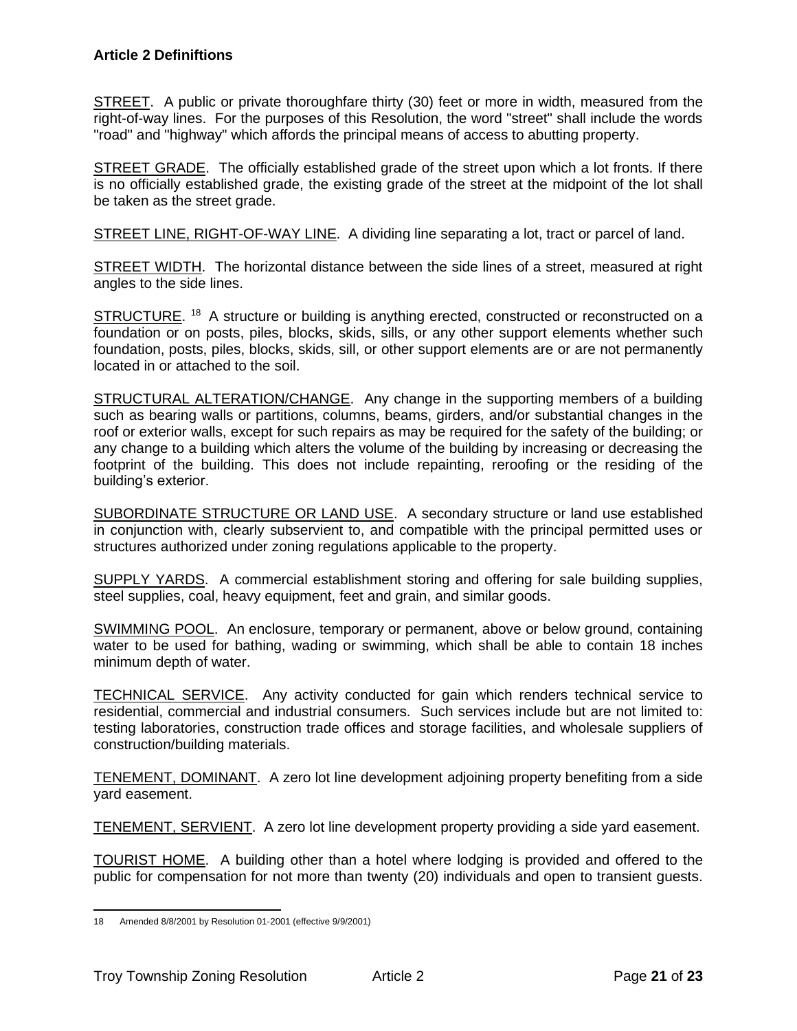STREET. A public or private thoroughfare thirty (30) feet or more in width, measured from the right-of-way lines. For the purposes of this Resolution, the word "street" shall include the words "road" and "highway" which affords the principal means of access to abutting property.

STREET GRADE. The officially established grade of the street upon which a lot fronts. If there is no officially established grade, the existing grade of the street at the midpoint of the lot shall be taken as the street grade.

STREET LINE, RIGHT-OF-WAY LINE. A dividing line separating a lot, tract or parcel of land.

STREET WIDTH. The horizontal distance between the side lines of a street, measured at right angles to the side lines.

STRUCTURE. [18] A structure or building is anything erected, constructed or reconstructed on a foundation or on posts, piles, blocks, skids, sills, or any other support elements whether such foundation, posts, piles, blocks, skids, sill, or other support elements are or are not permanently located in or attached to the soil.

STRUCTURAL ALTERATION/CHANGE. Any change in the supporting members of a building such as bearing walls or partitions, columns, beams, girders, and/or substantial changes in the roof or exterior walls, except for such repairs as may be required for the safety of the building; or any change to a building which alters the volume of the building by increasing or decreasing the footprint of the building. This does not include repainting, reroofing or the residing of the building's exterior.

SUBORDINATE STRUCTURE OR LAND USE. A secondary structure or land use established in conjunction with, clearly subservient to, and compatible with the principal permitted uses or structures authorized under zoning regulations applicable to the property.

SUPPLY YARDS. A commercial establishment storing and offering for sale building supplies, steel supplies, coal, heavy equipment, feet and grain, and similar goods.

SWIMMING POOL. An enclosure, temporary or permanent, above or below ground, containing water to be used for bathing, wading or swimming, which shall be able to contain 18 inches minimum depth of water.

TECHNICAL SERVICE. Any activity conducted for gain which renders technical service to residential, commercial and industrial consumers. Such services include but are not limited to: testing laboratories, construction trade offices and storage facilities, and wholesale suppliers of construction/building materials.

TENEMENT, DOMINANT. A zero lot line development adjoining property benefiting from a side yard easement.

TENEMENT, SERVIENT. A zero lot line development property providing a side yard easement.

TOURIST HOME. A building other than a hotel where lodging is provided and offered to the public for compensation for not more than twenty (20) individuals and open to transient guests.

---

18 Amended 8/8/2001 by Resolution 01-2001 (effective 9/9/2001)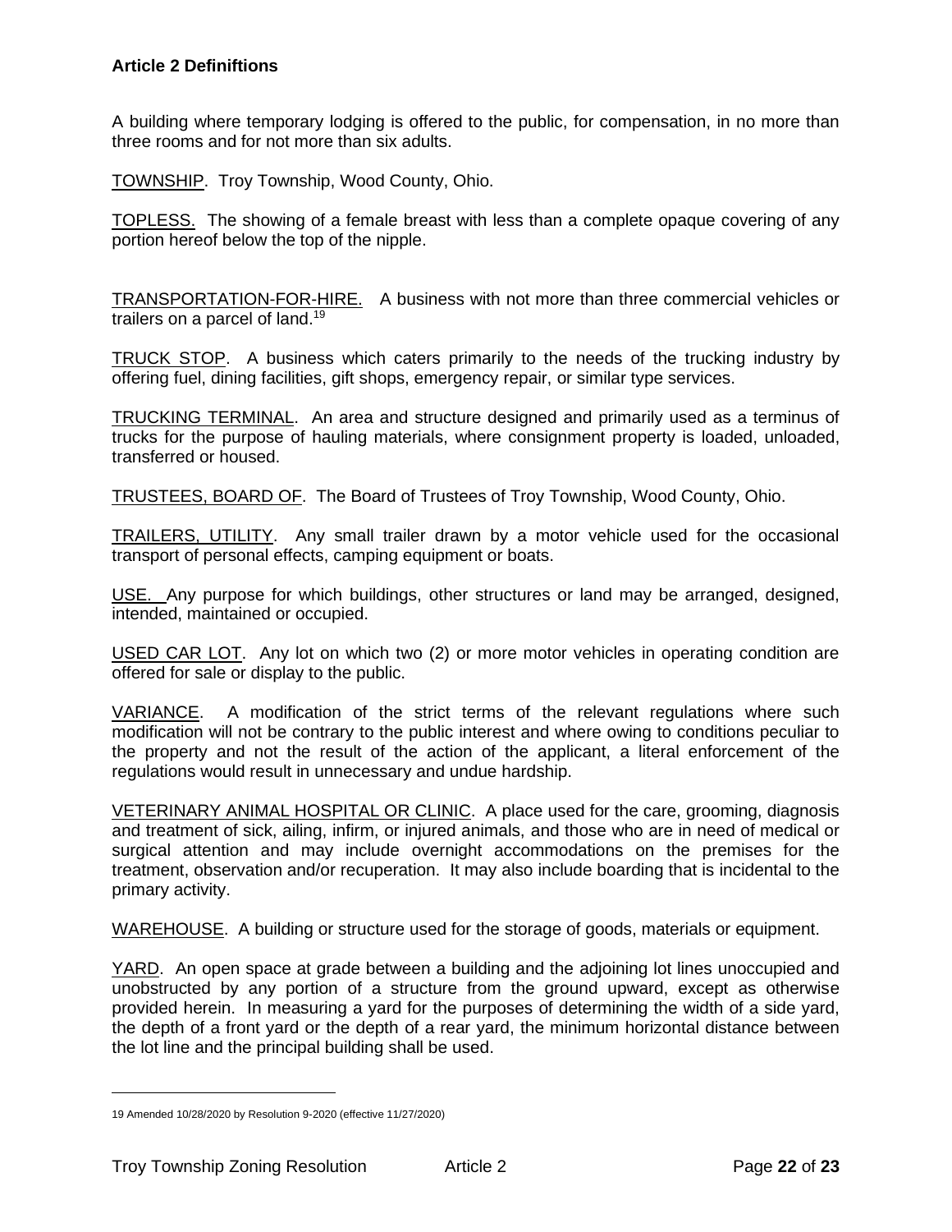A building where temporary lodging is offered to the public, for compensation, in no more than three rooms and for not more than six adults.

TOWNSHIP. Troy Township, Wood County, Ohio.

TOPLESS. The showing of a female breast with less than a complete opaque covering of any portion hereof below the top of the nipple.

TRANSPORTATION-FOR-HIRE. A business with not more than three commercial vehicles or trailers on a parcel of land.[19]

TRUCK STOP. A business which caters primarily to the needs of the trucking industry by offering fuel, dining facilities, gift shops, emergency repair, or similar type services.

TRUCKING TERMINAL. An area and structure designed and primarily used as a terminus of trucks for the purpose of hauling materials, where consignment property is loaded, unloaded, transferred or housed.

TRUSTEES, BOARD OF. The Board of Trustees of Troy Township, Wood County, Ohio.

TRAILERS, UTILITY. Any small trailer drawn by a motor vehicle used for the occasional transport of personal effects, camping equipment or boats.

USE. Any purpose for which buildings, other structures or land may be arranged, designed, intended, maintained or occupied.

USED CAR LOT. Any lot on which two (2) or more motor vehicles in operating condition are offered for sale or display to the public.

VARIANCE. A modification of the strict terms of the relevant regulations where such modification will not be contrary to the public interest and where owing to conditions peculiar to the property and not the result of the action of the applicant, a literal enforcement of the regulations would result in unnecessary and undue hardship.

VETERINARY ANIMAL HOSPITAL OR CLINIC. A place used for the care, grooming, diagnosis and treatment of sick, ailing, infirm, or injured animals, and those who are in need of medical or surgical attention and may include overnight accommodations on the premises for the treatment, observation and/or recuperation. It may also include boarding that is incidental to the primary activity.

WAREHOUSE. A building or structure used for the storage of goods, materials or equipment.

YARD. An open space at grade between a building and the adjoining lot lines unoccupied and unobstructed by any portion of a structure from the ground upward, except as otherwise provided herein. In measuring a yard for the purposes of determining the width of a side yard, the depth of a front yard or the depth of a rear yard, the minimum horizontal distance between the lot line and the principal building shall be used.

---

19 Amended 10/28/2020 by Resolution 9-2020 (effective 11/27/2020)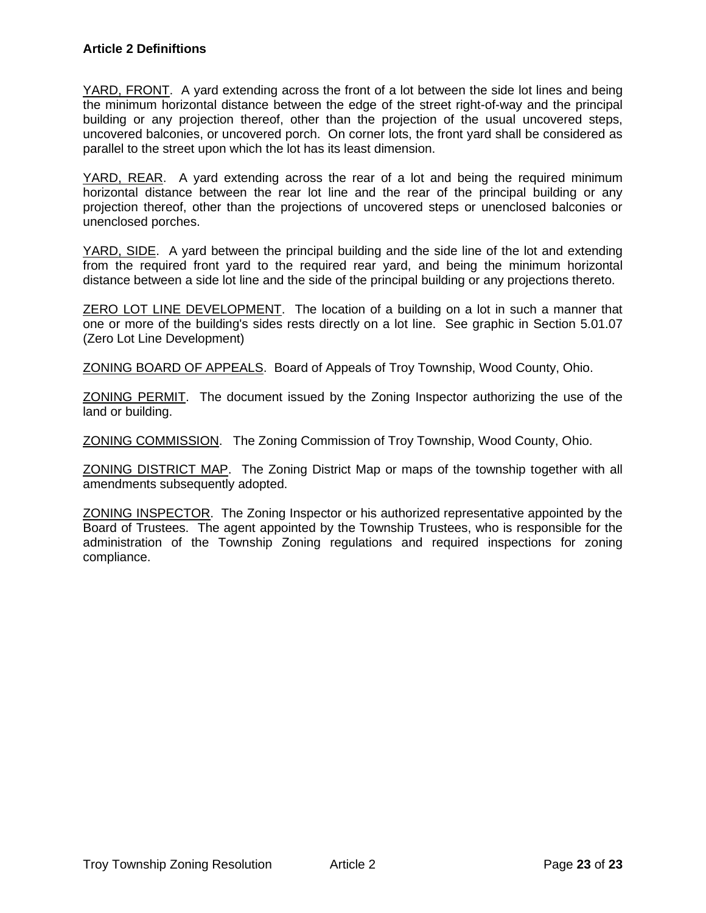YARD, FRONT. A yard extending across the front of a lot between the side lot lines and being the minimum horizontal distance between the edge of the street right-of-way and the principal building or any projection thereof, other than the projection of the usual uncovered steps, uncovered balconies, or uncovered porch. On corner lots, the front yard shall be considered as parallel to the street upon which the lot has its least dimension.

YARD, REAR. A yard extending across the rear of a lot and being the required minimum horizontal distance between the rear lot line and the rear of the principal building or any projection thereof, other than the projections of uncovered steps or unenclosed balconies or unenclosed porches.

YARD, SIDE. A yard between the principal building and the side line of the lot and extending from the required front yard to the required rear yard, and being the minimum horizontal distance between a side lot line and the side of the principal building or any projections thereto.

ZERO LOT LINE DEVELOPMENT. The location of a building on a lot in such a manner that one or more of the building's sides rests directly on a lot line. See graphic in Section 5.01.07 (Zero Lot Line Development)

ZONING BOARD OF APPEALS. Board of Appeals of Troy Township, Wood County, Ohio.

ZONING PERMIT. The document issued by the Zoning Inspector authorizing the use of the land or building.

ZONING COMMISSION. The Zoning Commission of Troy Township, Wood County, Ohio.

ZONING DISTRICT MAP. The Zoning District Map or maps of the township together with all amendments subsequently adopted.

ZONING INSPECTOR. The Zoning Inspector or his authorized representative appointed by the Board of Trustees. The agent appointed by the Township Trustees, who is responsible for the administration of the Township Zoning regulations and required inspections for zoning compliance.